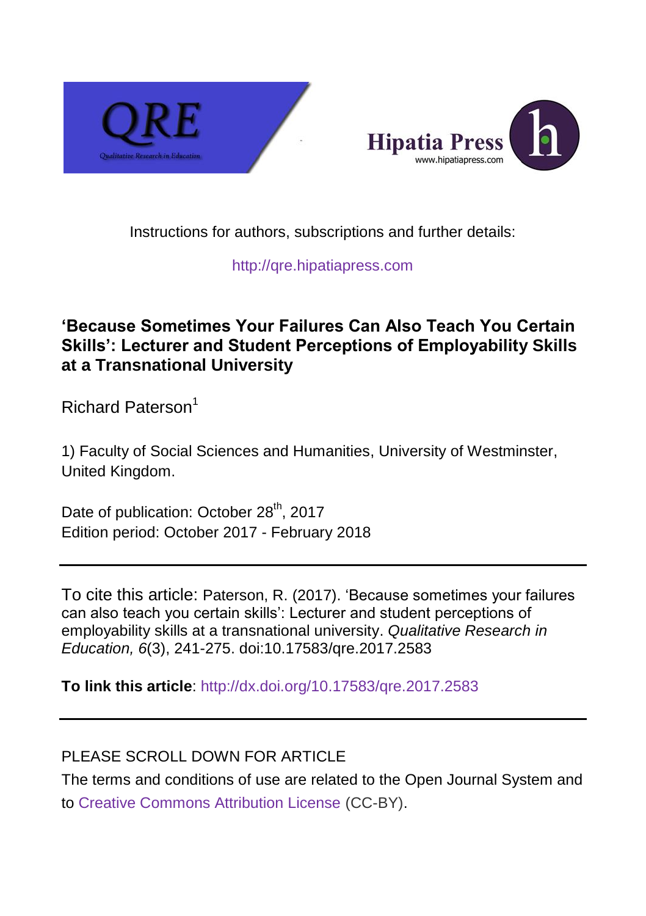Instructions for authors, subscriptions and further details:

http://qre.hipatiapress.com

## ‘Because Sometimes Your Failures Can Also Teach You Certain Skills’: Lecturer and Student Perceptions of Employability Skills at a Transnational University

Richard Paterson[1]

1) Faculty of Social Sciences and Humanities, University of Westminster, United Kingdom.

Date of publication: October 28th, 2017
Edition period: October 2017 - February 2018

---

To cite this article: Paterson, R. (2017). ‘Because sometimes your failures can also teach you certain skills’: Lecturer and student perceptions of employability skills at a transnational university. *Qualitative Research in Education, 6*(3), 241-275. doi:10.17583/qre.2017.2583

**To link this article**: http://dx.doi.org/10.17583/qre.2017.2583

---

PLEASE SCROLL DOWN FOR ARTICLE

The terms and conditions of use are related to the Open Journal System and to Creative Commons Attribution License (CC-BY).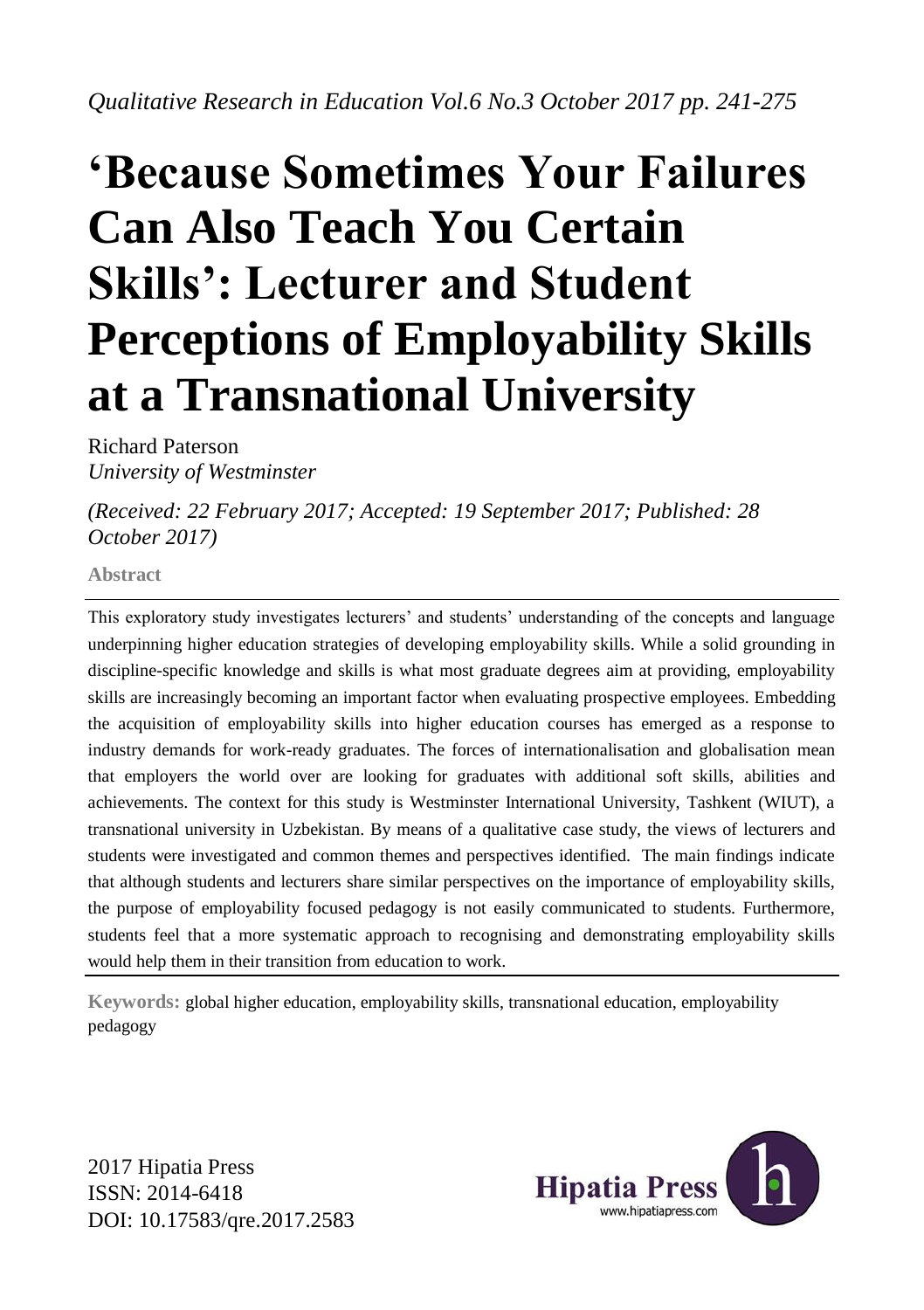# 'Because Sometimes Your Failures Can Also Teach You Certain Skills': Lecturer and Student Perceptions of Employability Skills at a Transnational University

Richard Paterson
*University of Westminster*

*(Received: 22 February 2017; Accepted: 19 September 2017; Published: 28 October 2017)*

**Abstract**

This exploratory study investigates lecturers' and students' understanding of the concepts and language underpinning higher education strategies of developing employability skills. While a solid grounding in discipline-specific knowledge and skills is what most graduate degrees aim at providing, employability skills are increasingly becoming an important factor when evaluating prospective employees. Embedding the acquisition of employability skills into higher education courses has emerged as a response to industry demands for work-ready graduates. The forces of internationalisation and globalisation mean that employers the world over are looking for graduates with additional soft skills, abilities and achievements. The context for this study is Westminster International University, Tashkent (WIUT), a transnational university in Uzbekistan. By means of a qualitative case study, the views of lecturers and students were investigated and common themes and perspectives identified. The main findings indicate that although students and lecturers share similar perspectives on the importance of employability skills, the purpose of employability focused pedagogy is not easily communicated to students. Furthermore, students feel that a more systematic approach to recognising and demonstrating employability skills would help them in their transition from education to work.

**Keywords:** global higher education, employability skills, transnational education, employability pedagogy

2017 Hipatia Press
ISSN: 2014-6418
DOI: 10.17583/qre.2017.2583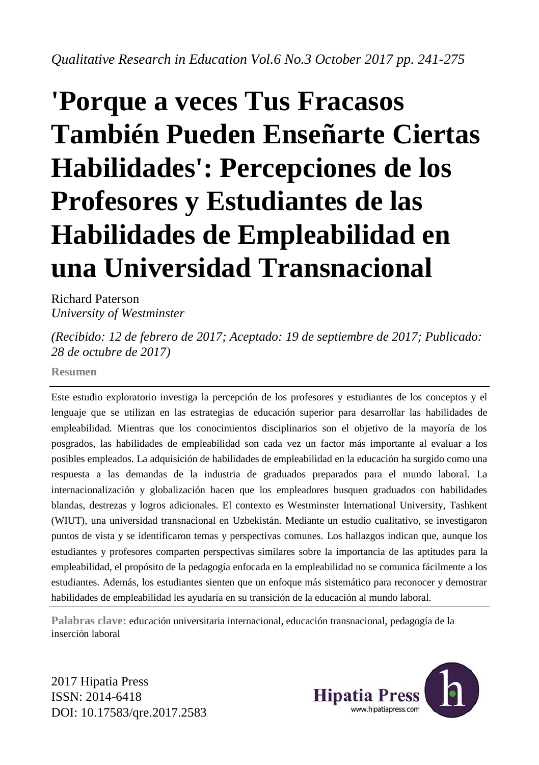# 'Porque a veces Tus Fracasos También Pueden Enseñarte Ciertas Habilidades': Percepciones de los Profesores y Estudiantes de las Habilidades de Empleabilidad en una Universidad Transnacional

Richard Paterson
*University of Westminster*

*(Recibido: 12 de febrero de 2017; Aceptado: 19 de septiembre de 2017; Publicado: 28 de octubre de 2017)*

**Resumen**

Este estudio exploratorio investiga la percepción de los profesores y estudiantes de los conceptos y el lenguaje que se utilizan en las estrategias de educación superior para desarrollar las habilidades de empleabilidad. Mientras que los conocimientos disciplinarios son el objetivo de la mayoría de los posgrados, las habilidades de empleabilidad son cada vez un factor más importante al evaluar a los posibles empleados. La adquisición de habilidades de empleabilidad en la educación ha surgido como una respuesta a las demandas de la industria de graduados preparados para el mundo laboral. La internacionalización y globalización hacen que los empleadores busquen graduados con habilidades blandas, destrezas y logros adicionales. El contexto es Westminster International University, Tashkent (WIUT), una universidad transnacional en Uzbekistán. Mediante un estudio cualitativo, se investigaron puntos de vista y se identificaron temas y perspectivas comunes. Los hallazgos indican que, aunque los estudiantes y profesores comparten perspectivas similares sobre la importancia de las aptitudes para la empleabilidad, el propósito de la pedagogía enfocada en la empleabilidad no se comunica fácilmente a los estudiantes. Además, los estudiantes sienten que un enfoque más sistemático para reconocer y demostrar habilidades de empleabilidad les ayudaría en su transición de la educación al mundo laboral.

**Palabras clave:** educación universitaria internacional, educación transnacional, pedagogía de la inserción laboral

2017 Hipatia Press
ISSN: 2014-6418
DOI: 10.17583/qre.2017.2583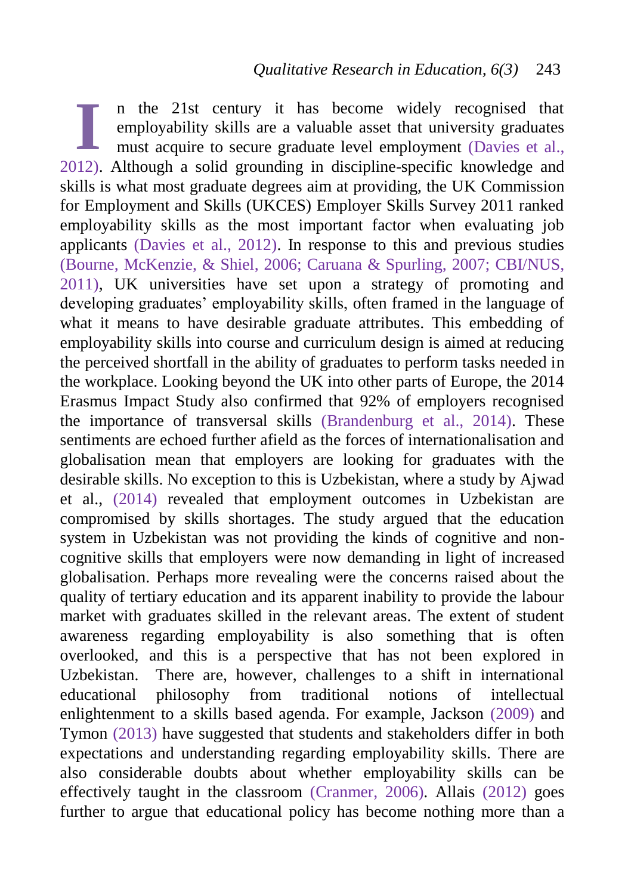In the 21st century it has become widely recognised that employability skills are a valuable asset that university graduates must acquire to secure graduate level employment (Davies et al., 2012). Although a solid grounding in discipline-specific knowledge and skills is what most graduate degrees aim at providing, the UK Commission for Employment and Skills (UKCES) Employer Skills Survey 2011 ranked employability skills as the most important factor when evaluating job applicants (Davies et al., 2012). In response to this and previous studies (Bourne, McKenzie, & Shiel, 2006; Caruana & Spurling, 2007; CBI/NUS, 2011), UK universities have set upon a strategy of promoting and developing graduates' employability skills, often framed in the language of what it means to have desirable graduate attributes. This embedding of employability skills into course and curriculum design is aimed at reducing the perceived shortfall in the ability of graduates to perform tasks needed in the workplace. Looking beyond the UK into other parts of Europe, the 2014 Erasmus Impact Study also confirmed that 92% of employers recognised the importance of transversal skills (Brandenburg et al., 2014). These sentiments are echoed further afield as the forces of internationalisation and globalisation mean that employers are looking for graduates with the desirable skills. No exception to this is Uzbekistan, where a study by Ajwad et al., (2014) revealed that employment outcomes in Uzbekistan are compromised by skills shortages. The study argued that the education system in Uzbekistan was not providing the kinds of cognitive and non-cognitive skills that employers were now demanding in light of increased globalisation. Perhaps more revealing were the concerns raised about the quality of tertiary education and its apparent inability to provide the labour market with graduates skilled in the relevant areas. The extent of student awareness regarding employability is also something that is often overlooked, and this is a perspective that has not been explored in Uzbekistan. There are, however, challenges to a shift in international educational philosophy from traditional notions of intellectual enlightenment to a skills based agenda. For example, Jackson (2009) and Tymon (2013) have suggested that students and stakeholders differ in both expectations and understanding regarding employability skills. There are also considerable doubts about whether employability skills can be effectively taught in the classroom (Cranmer, 2006). Allais (2012) goes further to argue that educational policy has become nothing more than a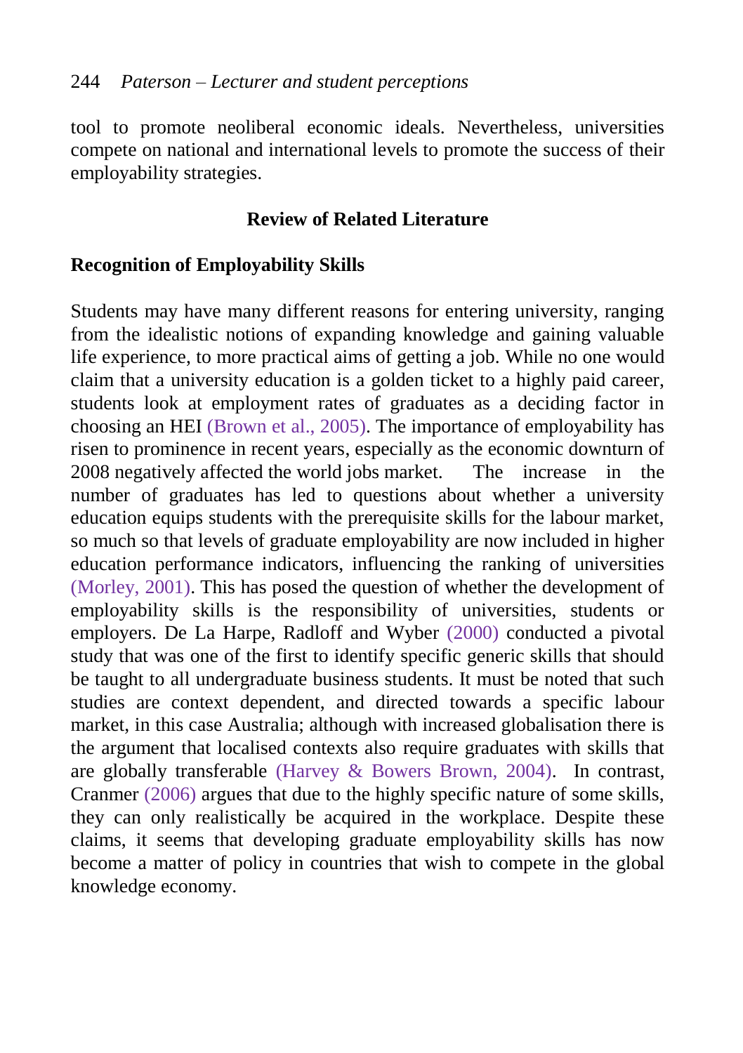tool to promote neoliberal economic ideals. Nevertheless, universities compete on national and international levels to promote the success of their employability strategies.

## Review of Related Literature

### Recognition of Employability Skills

Students may have many different reasons for entering university, ranging from the idealistic notions of expanding knowledge and gaining valuable life experience, to more practical aims of getting a job. While no one would claim that a university education is a golden ticket to a highly paid career, students look at employment rates of graduates as a deciding factor in choosing an HEI (Brown et al., 2005). The importance of employability has risen to prominence in recent years, especially as the economic downturn of 2008 negatively affected the world jobs market. The increase in the number of graduates has led to questions about whether a university education equips students with the prerequisite skills for the labour market, so much so that levels of graduate employability are now included in higher education performance indicators, influencing the ranking of universities (Morley, 2001). This has posed the question of whether the development of employability skills is the responsibility of universities, students or employers. De La Harpe, Radloff and Wyber (2000) conducted a pivotal study that was one of the first to identify specific generic skills that should be taught to all undergraduate business students. It must be noted that such studies are context dependent, and directed towards a specific labour market, in this case Australia; although with increased globalisation there is the argument that localised contexts also require graduates with skills that are globally transferable (Harvey & Bowers Brown, 2004). In contrast, Cranmer (2006) argues that due to the highly specific nature of some skills, they can only realistically be acquired in the workplace. Despite these claims, it seems that developing graduate employability skills has now become a matter of policy in countries that wish to compete in the global knowledge economy.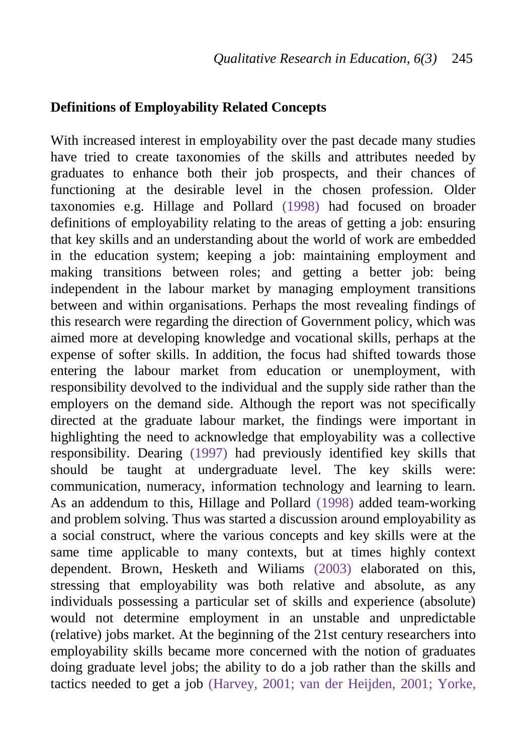**Definitions of Employability Related Concepts**

With increased interest in employability over the past decade many studies have tried to create taxonomies of the skills and attributes needed by graduates to enhance both their job prospects, and their chances of functioning at the desirable level in the chosen profession. Older taxonomies e.g. Hillage and Pollard (1998) had focused on broader definitions of employability relating to the areas of getting a job: ensuring that key skills and an understanding about the world of work are embedded in the education system; keeping a job: maintaining employment and making transitions between roles; and getting a better job: being independent in the labour market by managing employment transitions between and within organisations. Perhaps the most revealing findings of this research were regarding the direction of Government policy, which was aimed more at developing knowledge and vocational skills, perhaps at the expense of softer skills. In addition, the focus had shifted towards those entering the labour market from education or unemployment, with responsibility devolved to the individual and the supply side rather than the employers on the demand side. Although the report was not specifically directed at the graduate labour market, the findings were important in highlighting the need to acknowledge that employability was a collective responsibility. Dearing (1997) had previously identified key skills that should be taught at undergraduate level. The key skills were: communication, numeracy, information technology and learning to learn. As an addendum to this, Hillage and Pollard (1998) added team-working and problem solving. Thus was started a discussion around employability as a social construct, where the various concepts and key skills were at the same time applicable to many contexts, but at times highly context dependent. Brown, Hesketh and Wiliams (2003) elaborated on this, stressing that employability was both relative and absolute, as any individuals possessing a particular set of skills and experience (absolute) would not determine employment in an unstable and unpredictable (relative) jobs market. At the beginning of the 21st century researchers into employability skills became more concerned with the notion of graduates doing graduate level jobs; the ability to do a job rather than the skills and tactics needed to get a job (Harvey, 2001; van der Heijden, 2001; Yorke,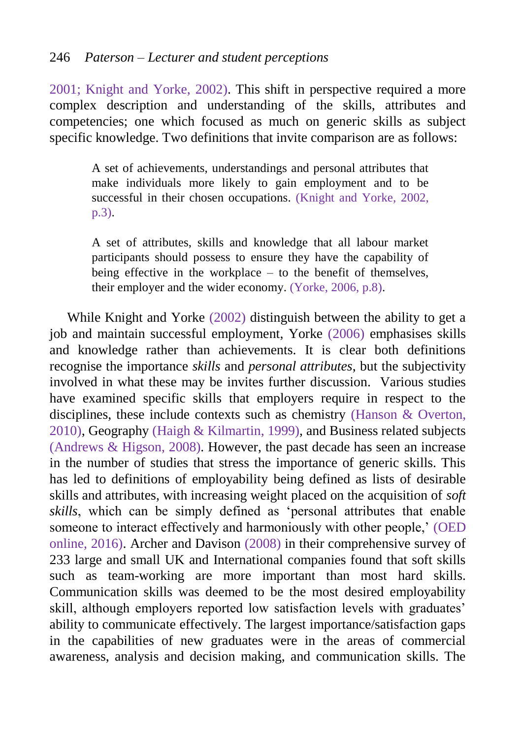2001; Knight and Yorke, 2002). This shift in perspective required a more complex description and understanding of the skills, attributes and competencies; one which focused as much on generic skills as subject specific knowledge. Two definitions that invite comparison are as follows:

> A set of achievements, understandings and personal attributes that make individuals more likely to gain employment and to be successful in their chosen occupations. (Knight and Yorke, 2002, p.3).

> A set of attributes, skills and knowledge that all labour market participants should possess to ensure they have the capability of being effective in the workplace – to the benefit of themselves, their employer and the wider economy. (Yorke, 2006, p.8).

While Knight and Yorke (2002) distinguish between the ability to get a job and maintain successful employment, Yorke (2006) emphasises skills and knowledge rather than achievements. It is clear both definitions recognise the importance *skills* and *personal attributes*, but the subjectivity involved in what these may be invites further discussion. Various studies have examined specific skills that employers require in respect to the disciplines, these include contexts such as chemistry (Hanson & Overton, 2010), Geography (Haigh & Kilmartin, 1999), and Business related subjects (Andrews & Higson, 2008). However, the past decade has seen an increase in the number of studies that stress the importance of generic skills. This has led to definitions of employability being defined as lists of desirable skills and attributes, with increasing weight placed on the acquisition of *soft skills*, which can be simply defined as 'personal attributes that enable someone to interact effectively and harmoniously with other people,' (OED online, 2016). Archer and Davison (2008) in their comprehensive survey of 233 large and small UK and International companies found that soft skills such as team-working are more important than most hard skills. Communication skills was deemed to be the most desired employability skill, although employers reported low satisfaction levels with graduates' ability to communicate effectively. The largest importance/satisfaction gaps in the capabilities of new graduates were in the areas of commercial awareness, analysis and decision making, and communication skills. The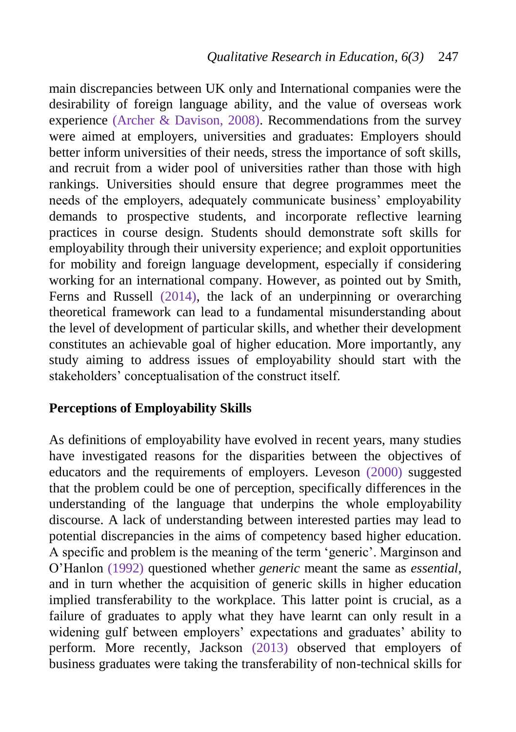main discrepancies between UK only and International companies were the desirability of foreign language ability, and the value of overseas work experience (Archer & Davison, 2008). Recommendations from the survey were aimed at employers, universities and graduates: Employers should better inform universities of their needs, stress the importance of soft skills, and recruit from a wider pool of universities rather than those with high rankings. Universities should ensure that degree programmes meet the needs of the employers, adequately communicate business' employability demands to prospective students, and incorporate reflective learning practices in course design. Students should demonstrate soft skills for employability through their university experience; and exploit opportunities for mobility and foreign language development, especially if considering working for an international company. However, as pointed out by Smith, Ferns and Russell (2014), the lack of an underpinning or overarching theoretical framework can lead to a fundamental misunderstanding about the level of development of particular skills, and whether their development constitutes an achievable goal of higher education. More importantly, any study aiming to address issues of employability should start with the stakeholders' conceptualisation of the construct itself.

## Perceptions of Employability Skills

As definitions of employability have evolved in recent years, many studies have investigated reasons for the disparities between the objectives of educators and the requirements of employers. Leveson (2000) suggested that the problem could be one of perception, specifically differences in the understanding of the language that underpins the whole employability discourse. A lack of understanding between interested parties may lead to potential discrepancies in the aims of competency based higher education. A specific and problem is the meaning of the term 'generic'. Marginson and O'Hanlon (1992) questioned whether *generic* meant the same as *essential*, and in turn whether the acquisition of generic skills in higher education implied transferability to the workplace. This latter point is crucial, as a failure of graduates to apply what they have learnt can only result in a widening gulf between employers' expectations and graduates' ability to perform. More recently, Jackson (2013) observed that employers of business graduates were taking the transferability of non-technical skills for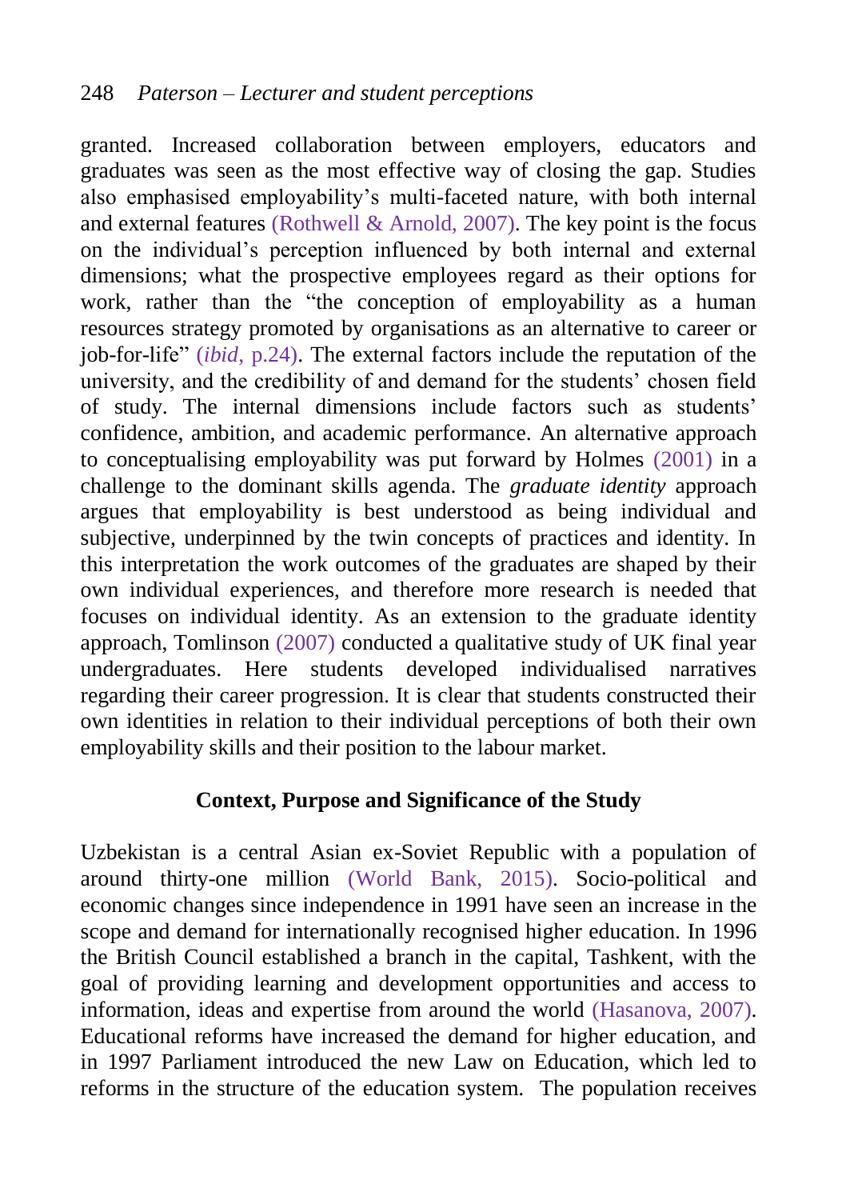granted. Increased collaboration between employers, educators and graduates was seen as the most effective way of closing the gap. Studies also emphasised employability's multi-faceted nature, with both internal and external features (Rothwell & Arnold, 2007). The key point is the focus on the individual's perception influenced by both internal and external dimensions; what the prospective employees regard as their options for work, rather than the "the conception of employability as a human resources strategy promoted by organisations as an alternative to career or job-for-life" (*ibid*, p.24). The external factors include the reputation of the university, and the credibility of and demand for the students' chosen field of study. The internal dimensions include factors such as students' confidence, ambition, and academic performance. An alternative approach to conceptualising employability was put forward by Holmes (2001) in a challenge to the dominant skills agenda. The *graduate identity* approach argues that employability is best understood as being individual and subjective, underpinned by the twin concepts of practices and identity. In this interpretation the work outcomes of the graduates are shaped by their own individual experiences, and therefore more research is needed that focuses on individual identity. As an extension to the graduate identity approach, Tomlinson (2007) conducted a qualitative study of UK final year undergraduates. Here students developed individualised narratives regarding their career progression. It is clear that students constructed their own identities in relation to their individual perceptions of both their own employability skills and their position to the labour market.

## Context, Purpose and Significance of the Study

Uzbekistan is a central Asian ex-Soviet Republic with a population of around thirty-one million (World Bank, 2015). Socio-political and economic changes since independence in 1991 have seen an increase in the scope and demand for internationally recognised higher education. In 1996 the British Council established a branch in the capital, Tashkent, with the goal of providing learning and development opportunities and access to information, ideas and expertise from around the world (Hasanova, 2007). Educational reforms have increased the demand for higher education, and in 1997 Parliament introduced the new Law on Education, which led to reforms in the structure of the education system. The population receives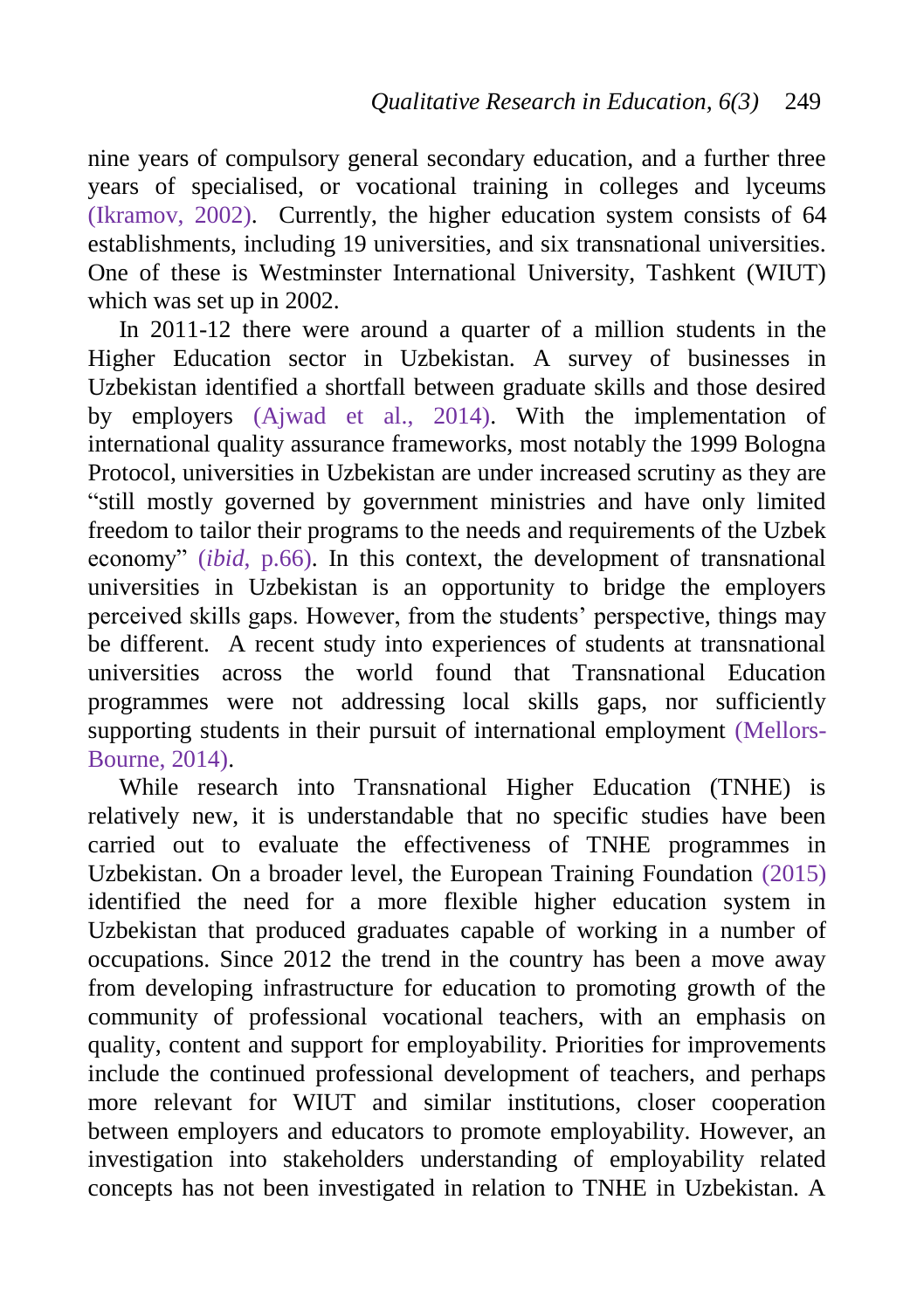nine years of compulsory general secondary education, and a further three years of specialised, or vocational training in colleges and lyceums (Ikramov, 2002). Currently, the higher education system consists of 64 establishments, including 19 universities, and six transnational universities. One of these is Westminster International University, Tashkent (WIUT) which was set up in 2002.

In 2011-12 there were around a quarter of a million students in the Higher Education sector in Uzbekistan. A survey of businesses in Uzbekistan identified a shortfall between graduate skills and those desired by employers (Ajwad et al., 2014). With the implementation of international quality assurance frameworks, most notably the 1999 Bologna Protocol, universities in Uzbekistan are under increased scrutiny as they are "still mostly governed by government ministries and have only limited freedom to tailor their programs to the needs and requirements of the Uzbek economy" (*ibid*, p.66). In this context, the development of transnational universities in Uzbekistan is an opportunity to bridge the employers perceived skills gaps. However, from the students' perspective, things may be different. A recent study into experiences of students at transnational universities across the world found that Transnational Education programmes were not addressing local skills gaps, nor sufficiently supporting students in their pursuit of international employment (Mellors-Bourne, 2014).

While research into Transnational Higher Education (TNHE) is relatively new, it is understandable that no specific studies have been carried out to evaluate the effectiveness of TNHE programmes in Uzbekistan. On a broader level, the European Training Foundation (2015) identified the need for a more flexible higher education system in Uzbekistan that produced graduates capable of working in a number of occupations. Since 2012 the trend in the country has been a move away from developing infrastructure for education to promoting growth of the community of professional vocational teachers, with an emphasis on quality, content and support for employability. Priorities for improvements include the continued professional development of teachers, and perhaps more relevant for WIUT and similar institutions, closer cooperation between employers and educators to promote employability. However, an investigation into stakeholders understanding of employability related concepts has not been investigated in relation to TNHE in Uzbekistan. A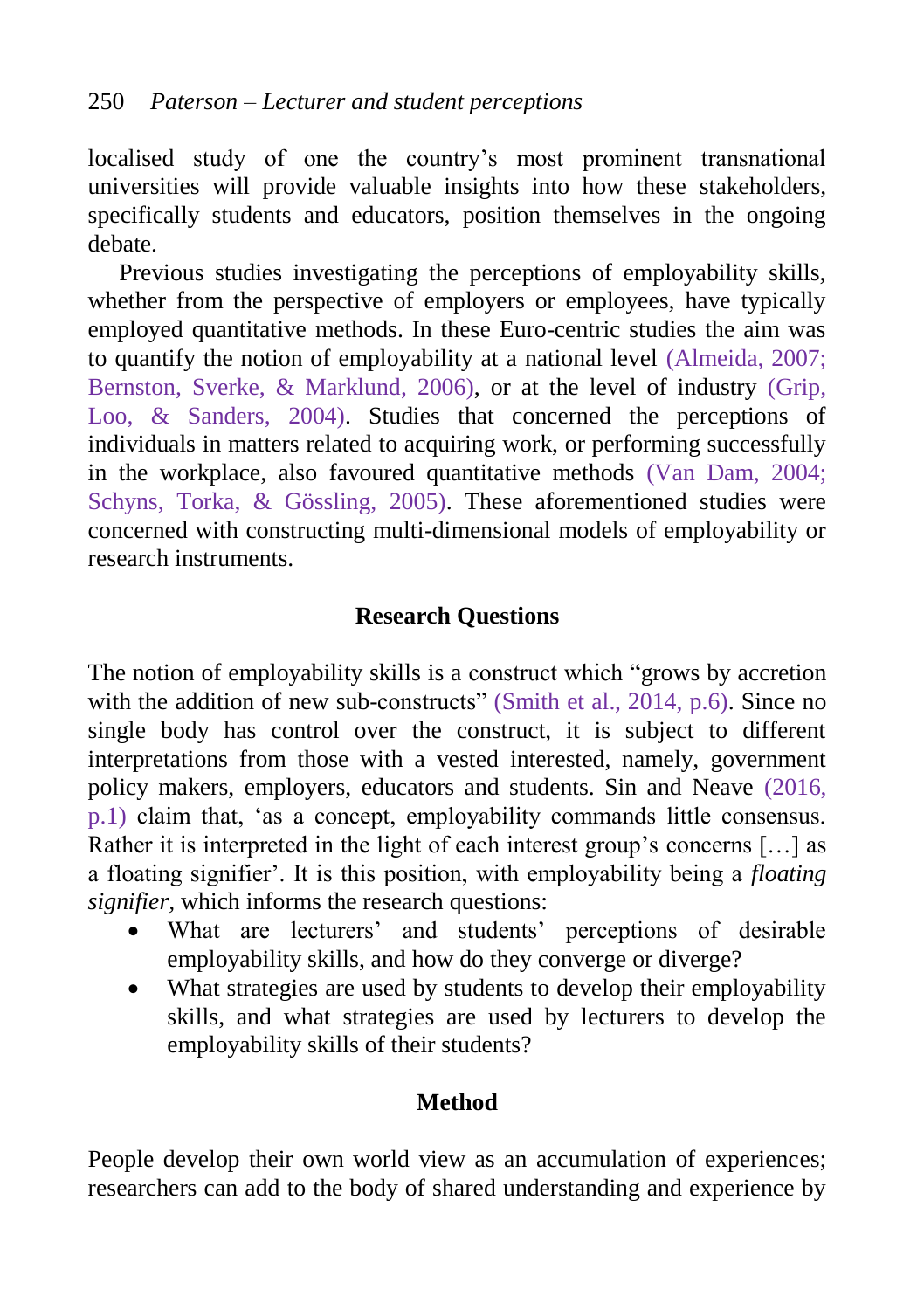localised study of one the country's most prominent transnational universities will provide valuable insights into how these stakeholders, specifically students and educators, position themselves in the ongoing debate.

Previous studies investigating the perceptions of employability skills, whether from the perspective of employers or employees, have typically employed quantitative methods. In these Euro-centric studies the aim was to quantify the notion of employability at a national level (Almeida, 2007; Bernston, Sverke, & Marklund, 2006), or at the level of industry (Grip, Loo, & Sanders, 2004). Studies that concerned the perceptions of individuals in matters related to acquiring work, or performing successfully in the workplace, also favoured quantitative methods (Van Dam, 2004; Schyns, Torka, & Gössling, 2005). These aforementioned studies were concerned with constructing multi-dimensional models of employability or research instruments.

## Research Questions

The notion of employability skills is a construct which "grows by accretion with the addition of new sub-constructs" (Smith et al., 2014, p.6). Since no single body has control over the construct, it is subject to different interpretations from those with a vested interested, namely, government policy makers, employers, educators and students. Sin and Neave (2016, p.1) claim that, 'as a concept, employability commands little consensus. Rather it is interpreted in the light of each interest group's concerns […] as a floating signifier'. It is this position, with employability being a *floating signifier*, which informs the research questions:

- What are lecturers' and students' perceptions of desirable employability skills, and how do they converge or diverge?
- What strategies are used by students to develop their employability skills, and what strategies are used by lecturers to develop the employability skills of their students?

## Method

People develop their own world view as an accumulation of experiences; researchers can add to the body of shared understanding and experience by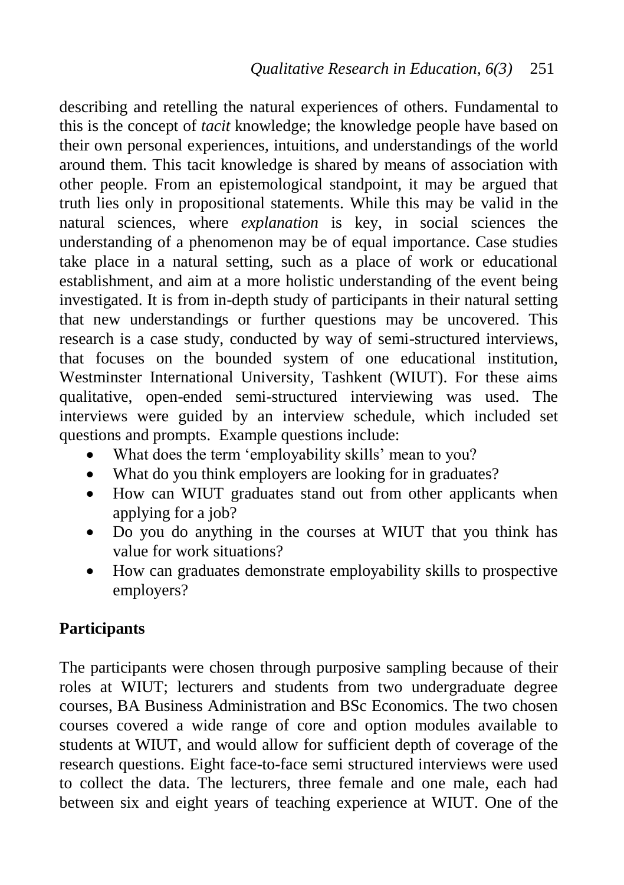describing and retelling the natural experiences of others. Fundamental to this is the concept of *tacit* knowledge; the knowledge people have based on their own personal experiences, intuitions, and understandings of the world around them. This tacit knowledge is shared by means of association with other people. From an epistemological standpoint, it may be argued that truth lies only in propositional statements. While this may be valid in the natural sciences, where *explanation* is key, in social sciences the understanding of a phenomenon may be of equal importance. Case studies take place in a natural setting, such as a place of work or educational establishment, and aim at a more holistic understanding of the event being investigated. It is from in-depth study of participants in their natural setting that new understandings or further questions may be uncovered. This research is a case study, conducted by way of semi-structured interviews, that focuses on the bounded system of one educational institution, Westminster International University, Tashkent (WIUT). For these aims qualitative, open-ended semi-structured interviewing was used. The interviews were guided by an interview schedule, which included set questions and prompts. Example questions include:

- What does the term 'employability skills' mean to you?
- What do you think employers are looking for in graduates?
- How can WIUT graduates stand out from other applicants when applying for a job?
- Do you do anything in the courses at WIUT that you think has value for work situations?
- How can graduates demonstrate employability skills to prospective employers?

## Participants

The participants were chosen through purposive sampling because of their roles at WIUT; lecturers and students from two undergraduate degree courses, BA Business Administration and BSc Economics. The two chosen courses covered a wide range of core and option modules available to students at WIUT, and would allow for sufficient depth of coverage of the research questions. Eight face-to-face semi structured interviews were used to collect the data. The lecturers, three female and one male, each had between six and eight years of teaching experience at WIUT. One of the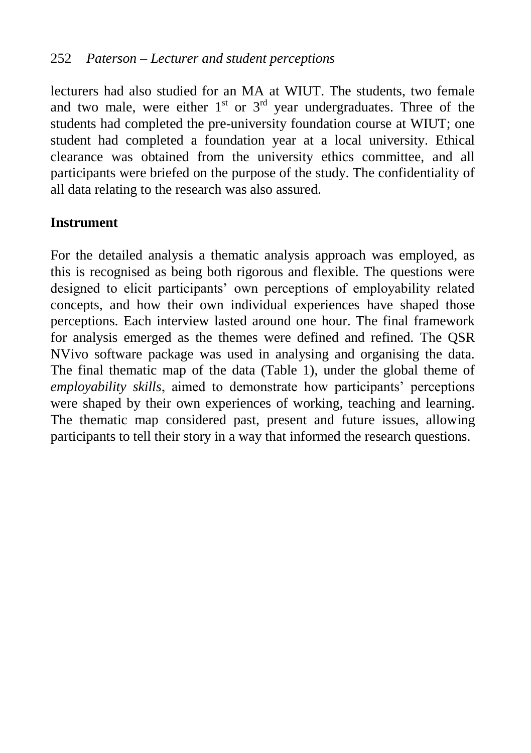lecturers had also studied for an MA at WIUT. The students, two female and two male, were either 1st or 3rd year undergraduates. Three of the students had completed the pre-university foundation course at WIUT; one student had completed a foundation year at a local university. Ethical clearance was obtained from the university ethics committee, and all participants were briefed on the purpose of the study. The confidentiality of all data relating to the research was also assured.

## Instrument

For the detailed analysis a thematic analysis approach was employed, as this is recognised as being both rigorous and flexible. The questions were designed to elicit participants' own perceptions of employability related concepts, and how their own individual experiences have shaped those perceptions. Each interview lasted around one hour. The final framework for analysis emerged as the themes were defined and refined. The QSR NVivo software package was used in analysing and organising the data. The final thematic map of the data (Table 1), under the global theme of *employability skills*, aimed to demonstrate how participants' perceptions were shaped by their own experiences of working, teaching and learning. The thematic map considered past, present and future issues, allowing participants to tell their story in a way that informed the research questions.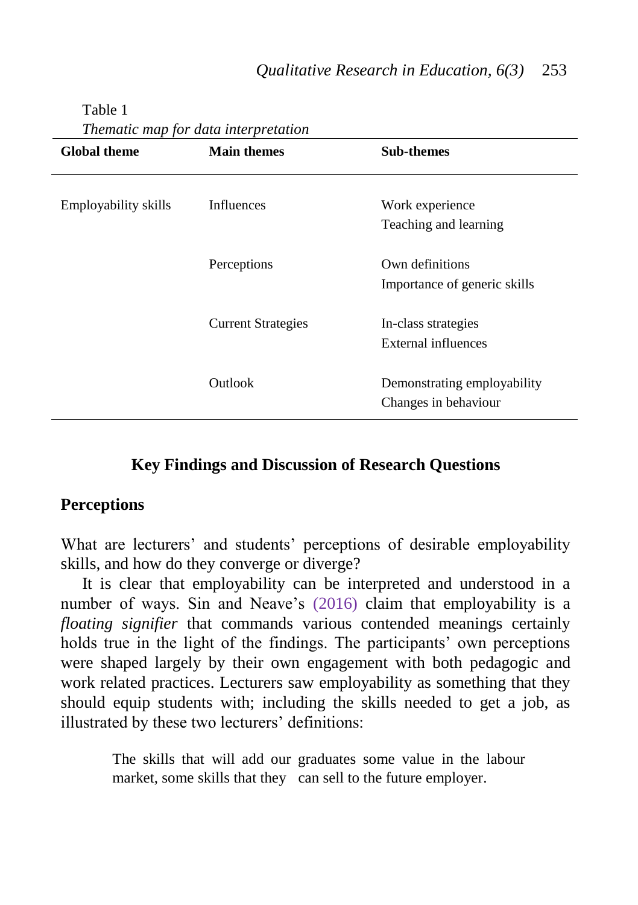Table 1

*Thematic map for data interpretation*

| Global theme | Main themes | Sub-themes |
|---|---|---|
| Employability skills | Influences | Work experience<br>Teaching and learning |
| | Perceptions | Own definitions<br>Importance of generic skills |
| | Current Strategies | In-class strategies<br>External influences |
| | Outlook | Demonstrating employability<br>Changes in behaviour |

## Key Findings and Discussion of Research Questions

### Perceptions

What are lecturers' and students' perceptions of desirable employability skills, and how do they converge or diverge?

It is clear that employability can be interpreted and understood in a number of ways. Sin and Neave's (2016) claim that employability is a *floating signifier* that commands various contended meanings certainly holds true in the light of the findings. The participants' own perceptions were shaped largely by their own engagement with both pedagogic and work related practices. Lecturers saw employability as something that they should equip students with; including the skills needed to get a job, as illustrated by these two lecturers' definitions:

> The skills that will add our graduates some value in the labour market, some skills that they can sell to the future employer.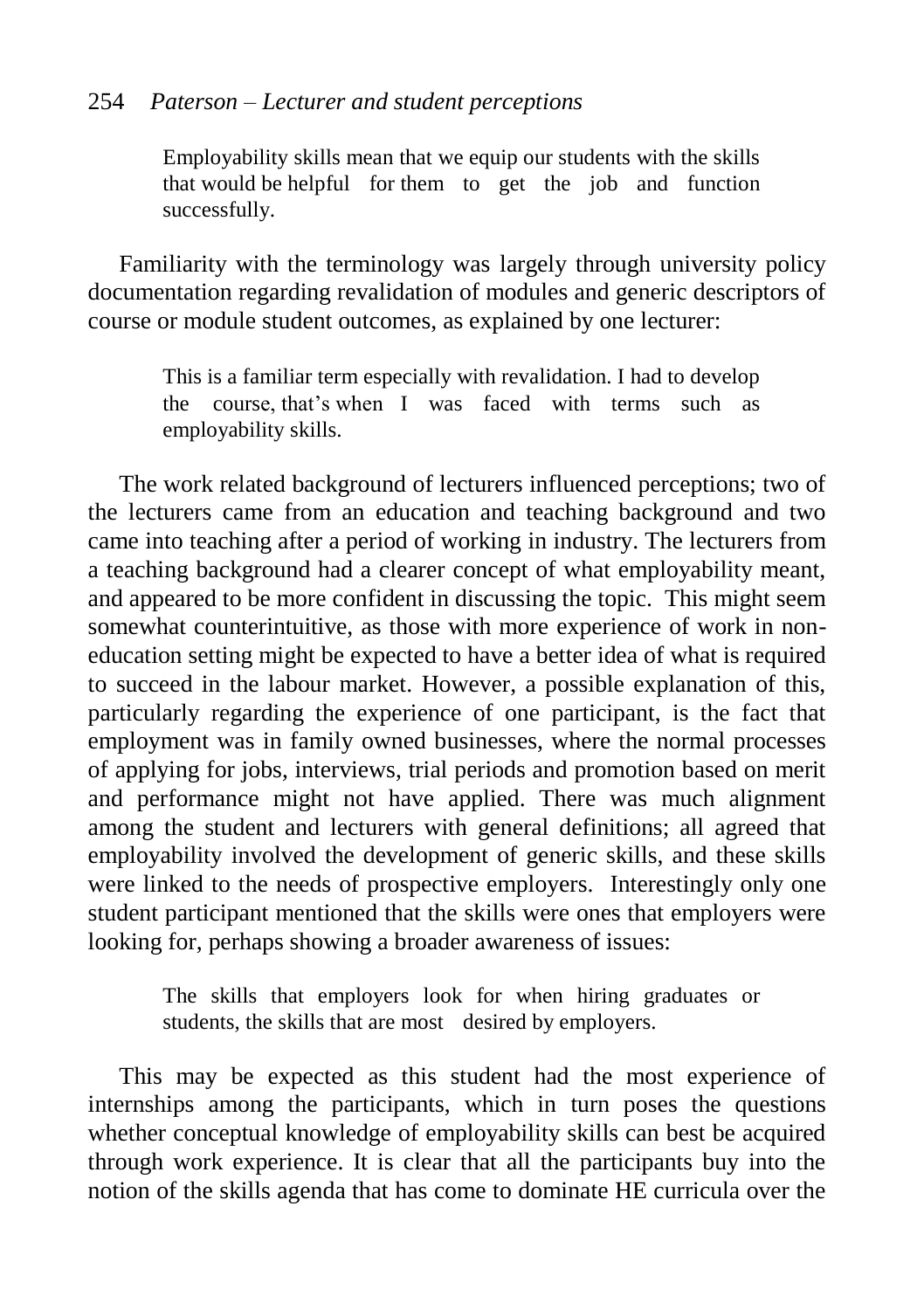> Employability skills mean that we equip our students with the skills that would be helpful for them to get the job and function successfully.

Familiarity with the terminology was largely through university policy documentation regarding revalidation of modules and generic descriptors of course or module student outcomes, as explained by one lecturer:

> This is a familiar term especially with revalidation. I had to develop the course, that's when I was faced with terms such as employability skills.

The work related background of lecturers influenced perceptions; two of the lecturers came from an education and teaching background and two came into teaching after a period of working in industry. The lecturers from a teaching background had a clearer concept of what employability meant, and appeared to be more confident in discussing the topic. This might seem somewhat counterintuitive, as those with more experience of work in non-education setting might be expected to have a better idea of what is required to succeed in the labour market. However, a possible explanation of this, particularly regarding the experience of one participant, is the fact that employment was in family owned businesses, where the normal processes of applying for jobs, interviews, trial periods and promotion based on merit and performance might not have applied. There was much alignment among the student and lecturers with general definitions; all agreed that employability involved the development of generic skills, and these skills were linked to the needs of prospective employers. Interestingly only one student participant mentioned that the skills were ones that employers were looking for, perhaps showing a broader awareness of issues:

> The skills that employers look for when hiring graduates or students, the skills that are most desired by employers.

This may be expected as this student had the most experience of internships among the participants, which in turn poses the questions whether conceptual knowledge of employability skills can best be acquired through work experience. It is clear that all the participants buy into the notion of the skills agenda that has come to dominate HE curricula over the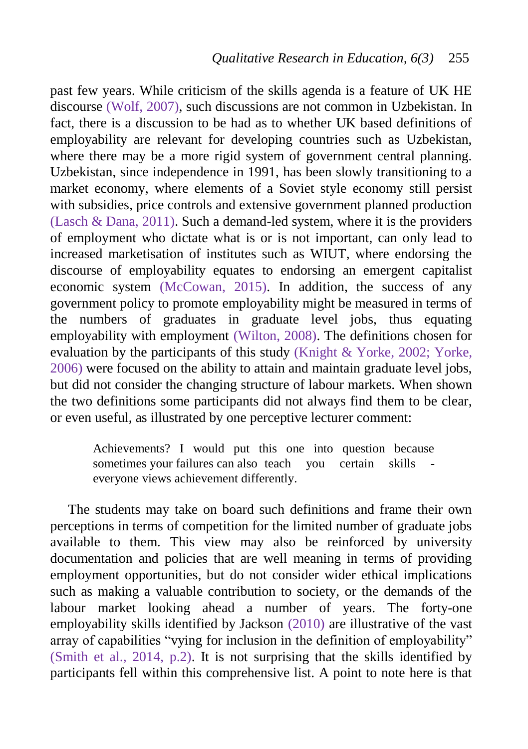past few years. While criticism of the skills agenda is a feature of UK HE discourse (Wolf, 2007), such discussions are not common in Uzbekistan. In fact, there is a discussion to be had as to whether UK based definitions of employability are relevant for developing countries such as Uzbekistan, where there may be a more rigid system of government central planning. Uzbekistan, since independence in 1991, has been slowly transitioning to a market economy, where elements of a Soviet style economy still persist with subsidies, price controls and extensive government planned production (Lasch & Dana, 2011). Such a demand-led system, where it is the providers of employment who dictate what is or is not important, can only lead to increased marketisation of institutes such as WIUT, where endorsing the discourse of employability equates to endorsing an emergent capitalist economic system (McCowan, 2015). In addition, the success of any government policy to promote employability might be measured in terms of the numbers of graduates in graduate level jobs, thus equating employability with employment (Wilton, 2008). The definitions chosen for evaluation by the participants of this study (Knight & Yorke, 2002; Yorke, 2006) were focused on the ability to attain and maintain graduate level jobs, but did not consider the changing structure of labour markets. When shown the two definitions some participants did not always find them to be clear, or even useful, as illustrated by one perceptive lecturer comment:

> Achievements? I would put this one into question because sometimes your failures can also teach you certain skills - everyone views achievement differently.

The students may take on board such definitions and frame their own perceptions in terms of competition for the limited number of graduate jobs available to them. This view may also be reinforced by university documentation and policies that are well meaning in terms of providing employment opportunities, but do not consider wider ethical implications such as making a valuable contribution to society, or the demands of the labour market looking ahead a number of years. The forty-one employability skills identified by Jackson (2010) are illustrative of the vast array of capabilities "vying for inclusion in the definition of employability" (Smith et al., 2014, p.2). It is not surprising that the skills identified by participants fell within this comprehensive list. A point to note here is that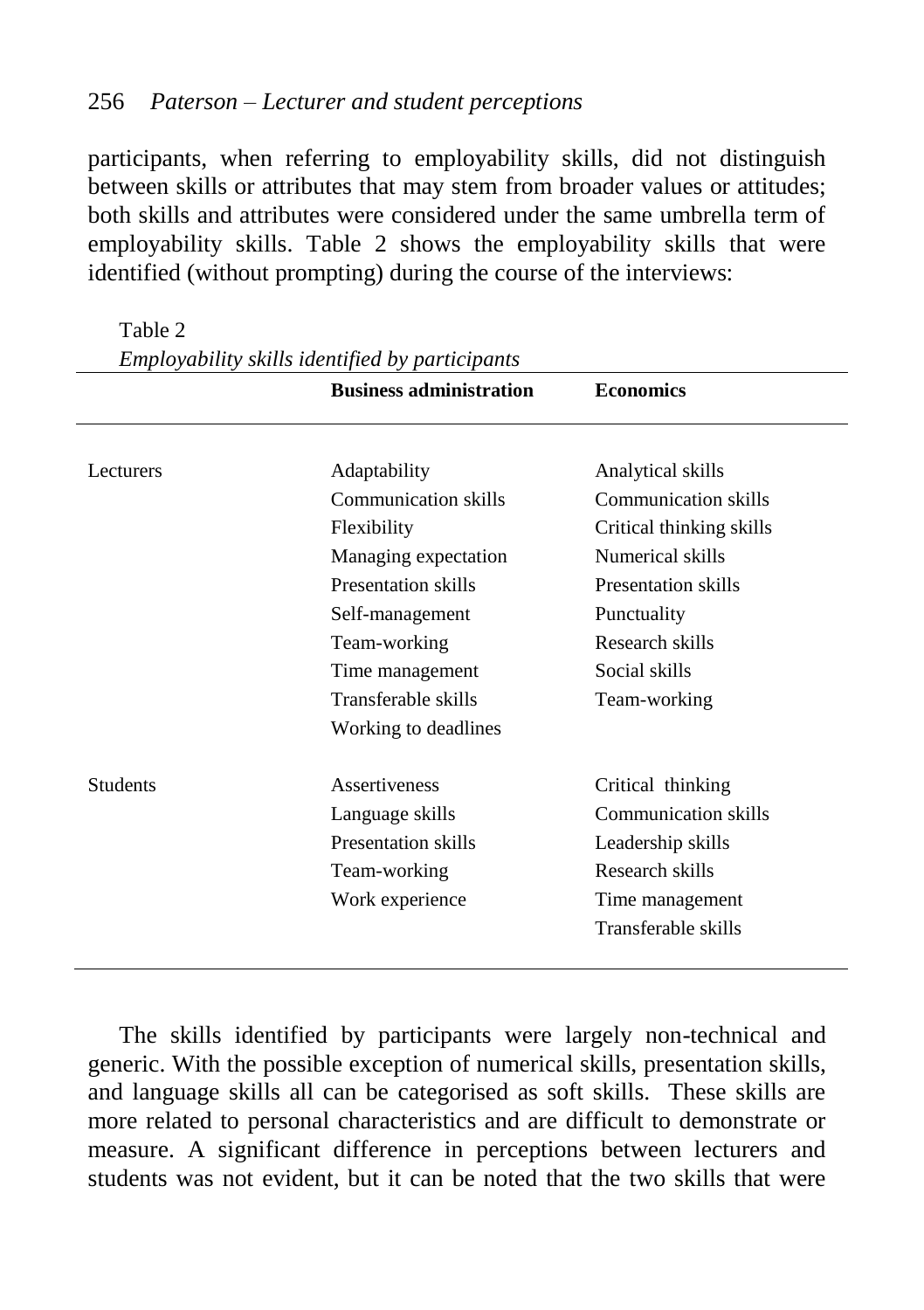participants, when referring to employability skills, did not distinguish between skills or attributes that may stem from broader values or attitudes; both skills and attributes were considered under the same umbrella term of employability skills. Table 2 shows the employability skills that were identified (without prompting) during the course of the interviews:

Table 2
*Employability skills identified by participants*

| | **Business administration** | **Economics** |
|---|---|---|
| Lecturers | Adaptability | Analytical skills |
| | Communication skills | Communication skills |
| | Flexibility | Critical thinking skills |
| | Managing expectation | Numerical skills |
| | Presentation skills | Presentation skills |
| | Self-management | Punctuality |
| | Team-working | Research skills |
| | Time management | Social skills |
| | Transferable skills | Team-working |
| | Working to deadlines | |
| Students | Assertiveness | Critical thinking |
| | Language skills | Communication skills |
| | Presentation skills | Leadership skills |
| | Team-working | Research skills |
| | Work experience | Time management |
| | | Transferable skills |

The skills identified by participants were largely non-technical and generic. With the possible exception of numerical skills, presentation skills, and language skills all can be categorised as soft skills. These skills are more related to personal characteristics and are difficult to demonstrate or measure. A significant difference in perceptions between lecturers and students was not evident, but it can be noted that the two skills that were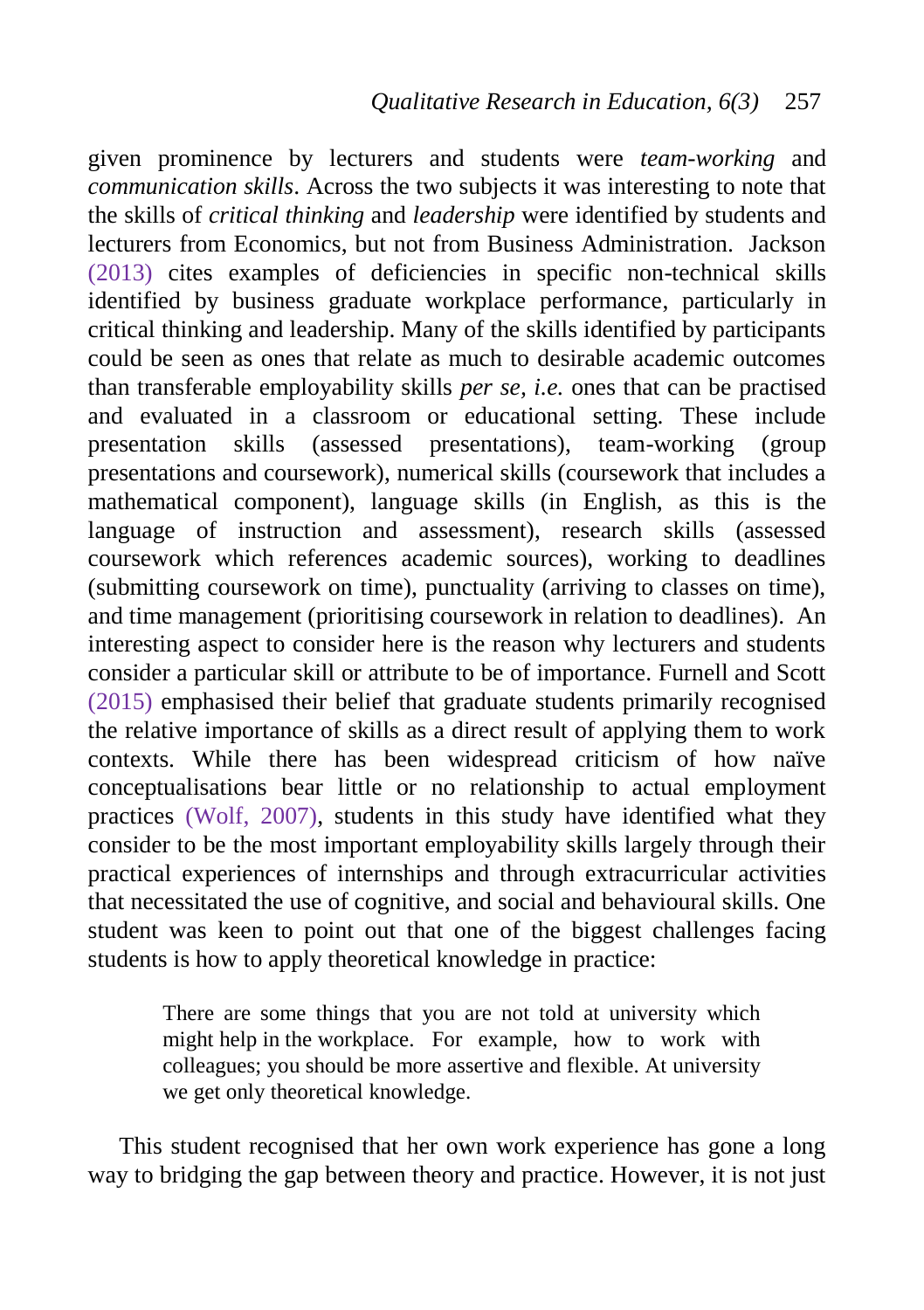given prominence by lecturers and students were *team-working* and *communication skills*. Across the two subjects it was interesting to note that the skills of *critical thinking* and *leadership* were identified by students and lecturers from Economics, but not from Business Administration. Jackson (2013) cites examples of deficiencies in specific non-technical skills identified by business graduate workplace performance, particularly in critical thinking and leadership. Many of the skills identified by participants could be seen as ones that relate as much to desirable academic outcomes than transferable employability skills *per se, i.e.* ones that can be practised and evaluated in a classroom or educational setting. These include presentation skills (assessed presentations), team-working (group presentations and coursework), numerical skills (coursework that includes a mathematical component), language skills (in English, as this is the language of instruction and assessment), research skills (assessed coursework which references academic sources), working to deadlines (submitting coursework on time), punctuality (arriving to classes on time), and time management (prioritising coursework in relation to deadlines). An interesting aspect to consider here is the reason why lecturers and students consider a particular skill or attribute to be of importance. Furnell and Scott (2015) emphasised their belief that graduate students primarily recognised the relative importance of skills as a direct result of applying them to work contexts. While there has been widespread criticism of how naïve conceptualisations bear little or no relationship to actual employment practices (Wolf, 2007), students in this study have identified what they consider to be the most important employability skills largely through their practical experiences of internships and through extracurricular activities that necessitated the use of cognitive, and social and behavioural skills. One student was keen to point out that one of the biggest challenges facing students is how to apply theoretical knowledge in practice:

> There are some things that you are not told at university which might help in the workplace. For example, how to work with colleagues; you should be more assertive and flexible. At university we get only theoretical knowledge.

This student recognised that her own work experience has gone a long way to bridging the gap between theory and practice. However, it is not just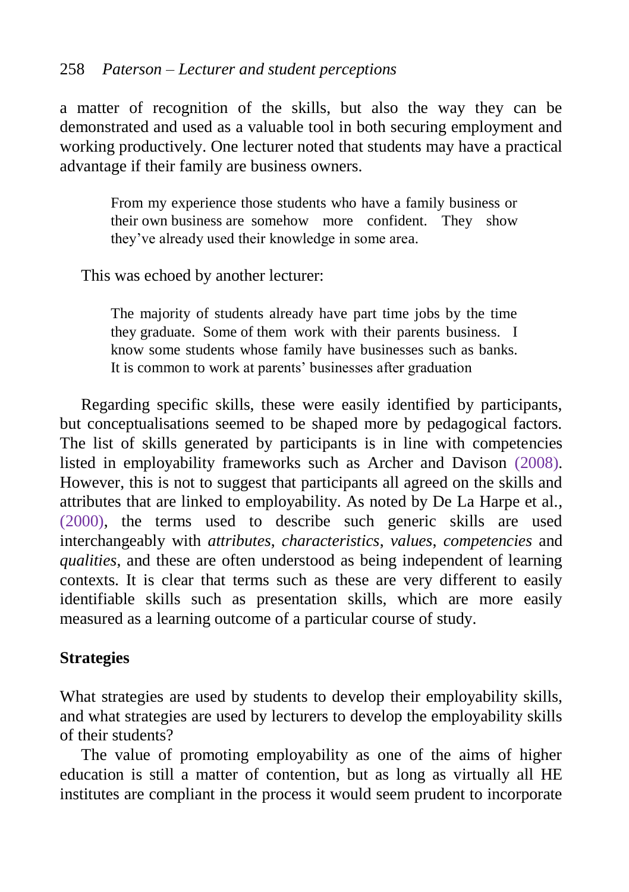a matter of recognition of the skills, but also the way they can be demonstrated and used as a valuable tool in both securing employment and working productively. One lecturer noted that students may have a practical advantage if their family are business owners.

> From my experience those students who have a family business or their own business are somehow more confident. They show they've already used their knowledge in some area.

This was echoed by another lecturer:

> The majority of students already have part time jobs by the time they graduate. Some of them work with their parents business. I know some students whose family have businesses such as banks. It is common to work at parents' businesses after graduation

Regarding specific skills, these were easily identified by participants, but conceptualisations seemed to be shaped more by pedagogical factors. The list of skills generated by participants is in line with competencies listed in employability frameworks such as Archer and Davison (2008). However, this is not to suggest that participants all agreed on the skills and attributes that are linked to employability. As noted by De La Harpe et al., (2000), the terms used to describe such generic skills are used interchangeably with *attributes*, *characteristics*, *values*, *competencies* and *qualities*, and these are often understood as being independent of learning contexts. It is clear that terms such as these are very different to easily identifiable skills such as presentation skills, which are more easily measured as a learning outcome of a particular course of study.

## Strategies

What strategies are used by students to develop their employability skills, and what strategies are used by lecturers to develop the employability skills of their students?

The value of promoting employability as one of the aims of higher education is still a matter of contention, but as long as virtually all HE institutes are compliant in the process it would seem prudent to incorporate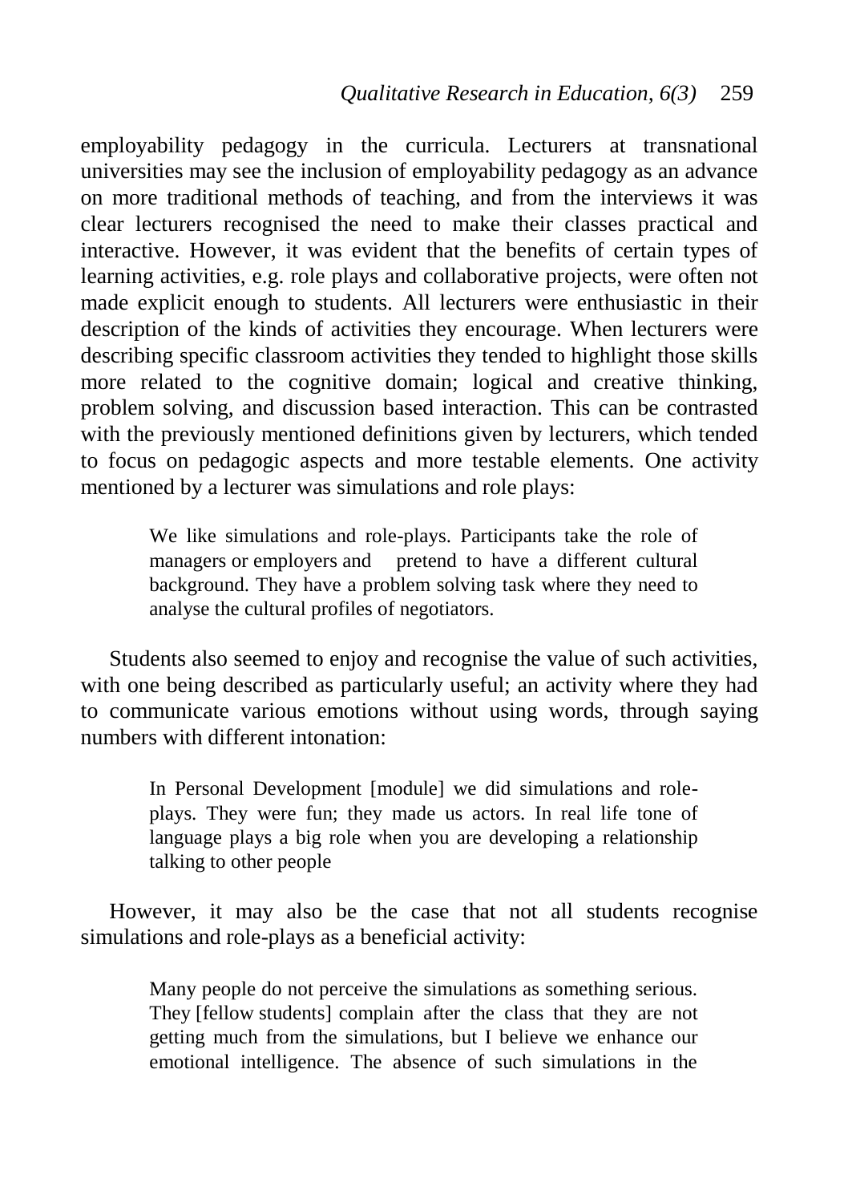employability pedagogy in the curricula. Lecturers at transnational universities may see the inclusion of employability pedagogy as an advance on more traditional methods of teaching, and from the interviews it was clear lecturers recognised the need to make their classes practical and interactive. However, it was evident that the benefits of certain types of learning activities, e.g. role plays and collaborative projects, were often not made explicit enough to students. All lecturers were enthusiastic in their description of the kinds of activities they encourage. When lecturers were describing specific classroom activities they tended to highlight those skills more related to the cognitive domain; logical and creative thinking, problem solving, and discussion based interaction. This can be contrasted with the previously mentioned definitions given by lecturers, which tended to focus on pedagogic aspects and more testable elements. One activity mentioned by a lecturer was simulations and role plays:

> We like simulations and role-plays. Participants take the role of managers or employers and pretend to have a different cultural background. They have a problem solving task where they need to analyse the cultural profiles of negotiators.

Students also seemed to enjoy and recognise the value of such activities, with one being described as particularly useful; an activity where they had to communicate various emotions without using words, through saying numbers with different intonation:

> In Personal Development [module] we did simulations and role-plays. They were fun; they made us actors. In real life tone of language plays a big role when you are developing a relationship talking to other people

However, it may also be the case that not all students recognise simulations and role-plays as a beneficial activity:

> Many people do not perceive the simulations as something serious. They [fellow students] complain after the class that they are not getting much from the simulations, but I believe we enhance our emotional intelligence. The absence of such simulations in the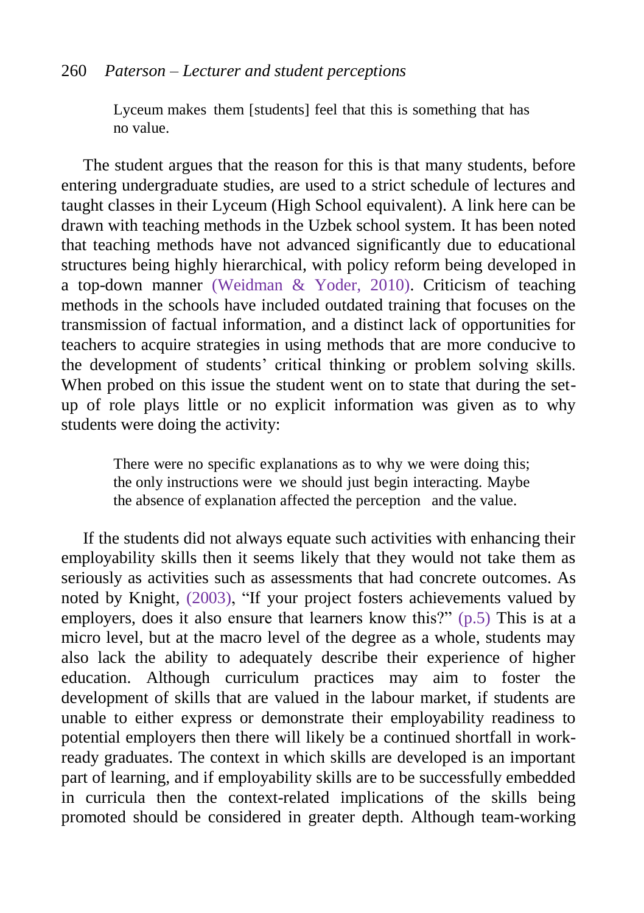> Lyceum makes them [students] feel that this is something that has no value.

The student argues that the reason for this is that many students, before entering undergraduate studies, are used to a strict schedule of lectures and taught classes in their Lyceum (High School equivalent). A link here can be drawn with teaching methods in the Uzbek school system. It has been noted that teaching methods have not advanced significantly due to educational structures being highly hierarchical, with policy reform being developed in a top-down manner (Weidman & Yoder, 2010). Criticism of teaching methods in the schools have included outdated training that focuses on the transmission of factual information, and a distinct lack of opportunities for teachers to acquire strategies in using methods that are more conducive to the development of students' critical thinking or problem solving skills. When probed on this issue the student went on to state that during the set-up of role plays little or no explicit information was given as to why students were doing the activity:

> There were no specific explanations as to why we were doing this; the only instructions were we should just begin interacting. Maybe the absence of explanation affected the perception and the value.

If the students did not always equate such activities with enhancing their employability skills then it seems likely that they would not take them as seriously as activities such as assessments that had concrete outcomes. As noted by Knight, (2003), "If your project fosters achievements valued by employers, does it also ensure that learners know this?" (p.5) This is at a micro level, but at the macro level of the degree as a whole, students may also lack the ability to adequately describe their experience of higher education. Although curriculum practices may aim to foster the development of skills that are valued in the labour market, if students are unable to either express or demonstrate their employability readiness to potential employers then there will likely be a continued shortfall in work-ready graduates. The context in which skills are developed is an important part of learning, and if employability skills are to be successfully embedded in curricula then the context-related implications of the skills being promoted should be considered in greater depth. Although team-working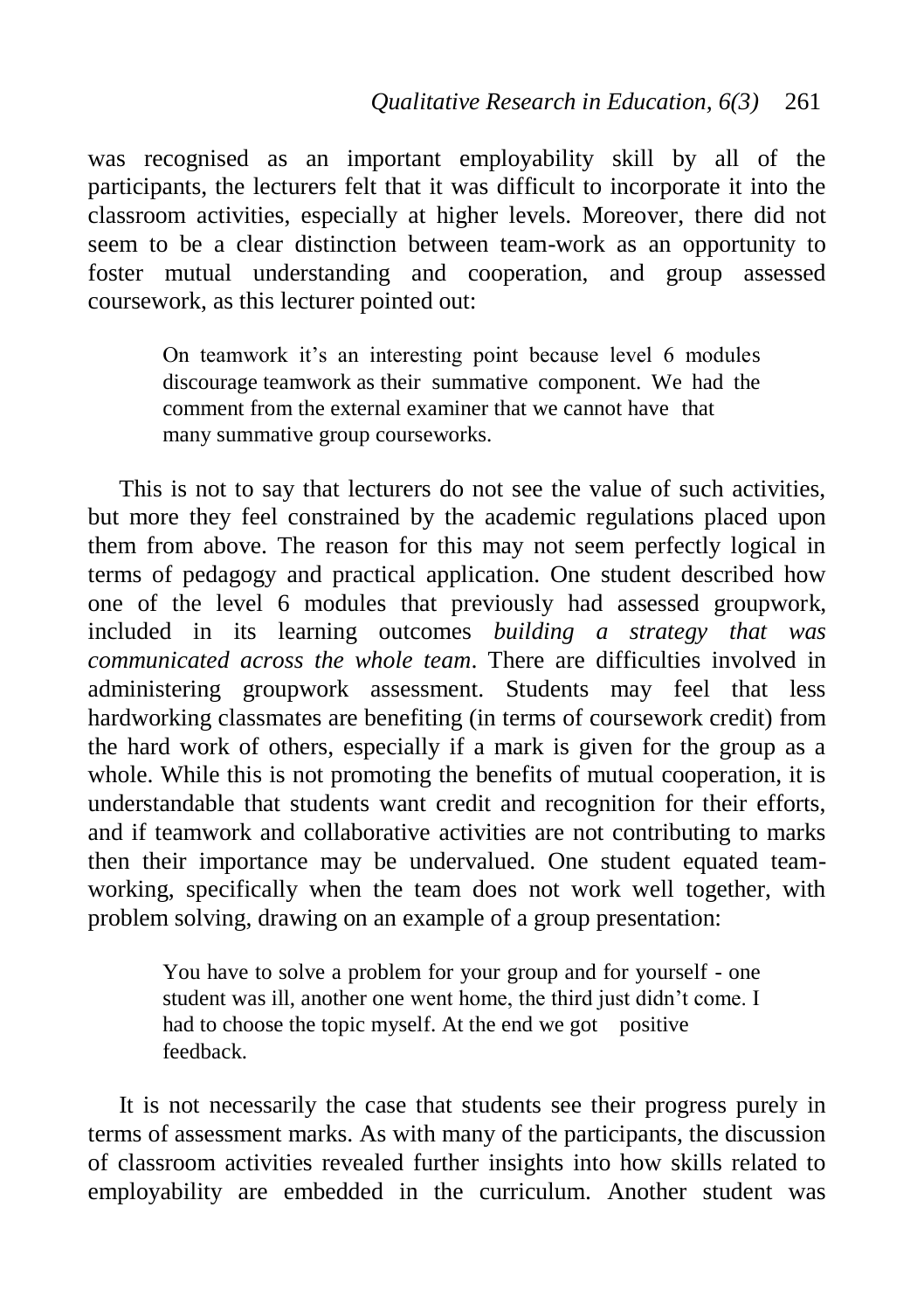was recognised as an important employability skill by all of the participants, the lecturers felt that it was difficult to incorporate it into the classroom activities, especially at higher levels. Moreover, there did not seem to be a clear distinction between team-work as an opportunity to foster mutual understanding and cooperation, and group assessed coursework, as this lecturer pointed out:

> On teamwork it's an interesting point because level 6 modules discourage teamwork as their summative component. We had the comment from the external examiner that we cannot have that many summative group courseworks.

This is not to say that lecturers do not see the value of such activities, but more they feel constrained by the academic regulations placed upon them from above. The reason for this may not seem perfectly logical in terms of pedagogy and practical application. One student described how one of the level 6 modules that previously had assessed groupwork, included in its learning outcomes *building a strategy that was communicated across the whole team*. There are difficulties involved in administering groupwork assessment. Students may feel that less hardworking classmates are benefiting (in terms of coursework credit) from the hard work of others, especially if a mark is given for the group as a whole. While this is not promoting the benefits of mutual cooperation, it is understandable that students want credit and recognition for their efforts, and if teamwork and collaborative activities are not contributing to marks then their importance may be undervalued. One student equated team-working, specifically when the team does not work well together, with problem solving, drawing on an example of a group presentation:

> You have to solve a problem for your group and for yourself - one student was ill, another one went home, the third just didn't come. I had to choose the topic myself. At the end we got positive feedback.

It is not necessarily the case that students see their progress purely in terms of assessment marks. As with many of the participants, the discussion of classroom activities revealed further insights into how skills related to employability are embedded in the curriculum. Another student was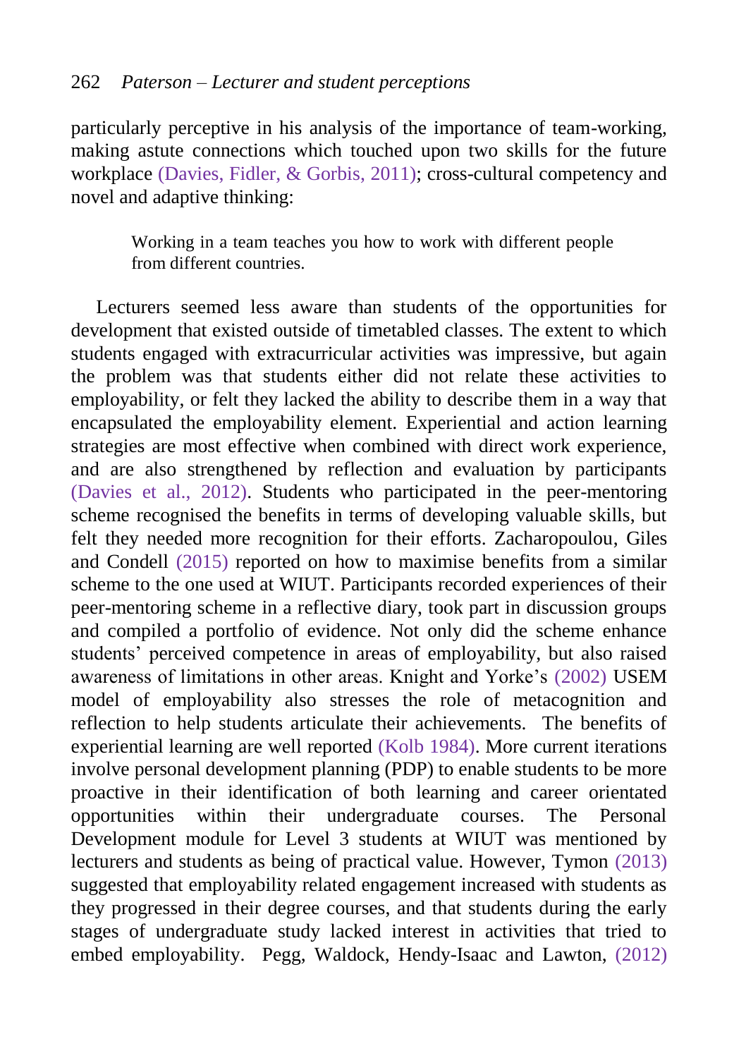particularly perceptive in his analysis of the importance of team-working, making astute connections which touched upon two skills for the future workplace (Davies, Fidler, & Gorbis, 2011); cross-cultural competency and novel and adaptive thinking:

> Working in a team teaches you how to work with different people from different countries.

Lecturers seemed less aware than students of the opportunities for development that existed outside of timetabled classes. The extent to which students engaged with extracurricular activities was impressive, but again the problem was that students either did not relate these activities to employability, or felt they lacked the ability to describe them in a way that encapsulated the employability element. Experiential and action learning strategies are most effective when combined with direct work experience, and are also strengthened by reflection and evaluation by participants (Davies et al., 2012). Students who participated in the peer-mentoring scheme recognised the benefits in terms of developing valuable skills, but felt they needed more recognition for their efforts. Zacharopoulou, Giles and Condell (2015) reported on how to maximise benefits from a similar scheme to the one used at WIUT. Participants recorded experiences of their peer-mentoring scheme in a reflective diary, took part in discussion groups and compiled a portfolio of evidence. Not only did the scheme enhance students' perceived competence in areas of employability, but also raised awareness of limitations in other areas. Knight and Yorke's (2002) USEM model of employability also stresses the role of metacognition and reflection to help students articulate their achievements. The benefits of experiential learning are well reported (Kolb 1984). More current iterations involve personal development planning (PDP) to enable students to be more proactive in their identification of both learning and career orientated opportunities within their undergraduate courses. The Personal Development module for Level 3 students at WIUT was mentioned by lecturers and students as being of practical value. However, Tymon (2013) suggested that employability related engagement increased with students as they progressed in their degree courses, and that students during the early stages of undergraduate study lacked interest in activities that tried to embed employability. Pegg, Waldock, Hendy-Isaac and Lawton, (2012)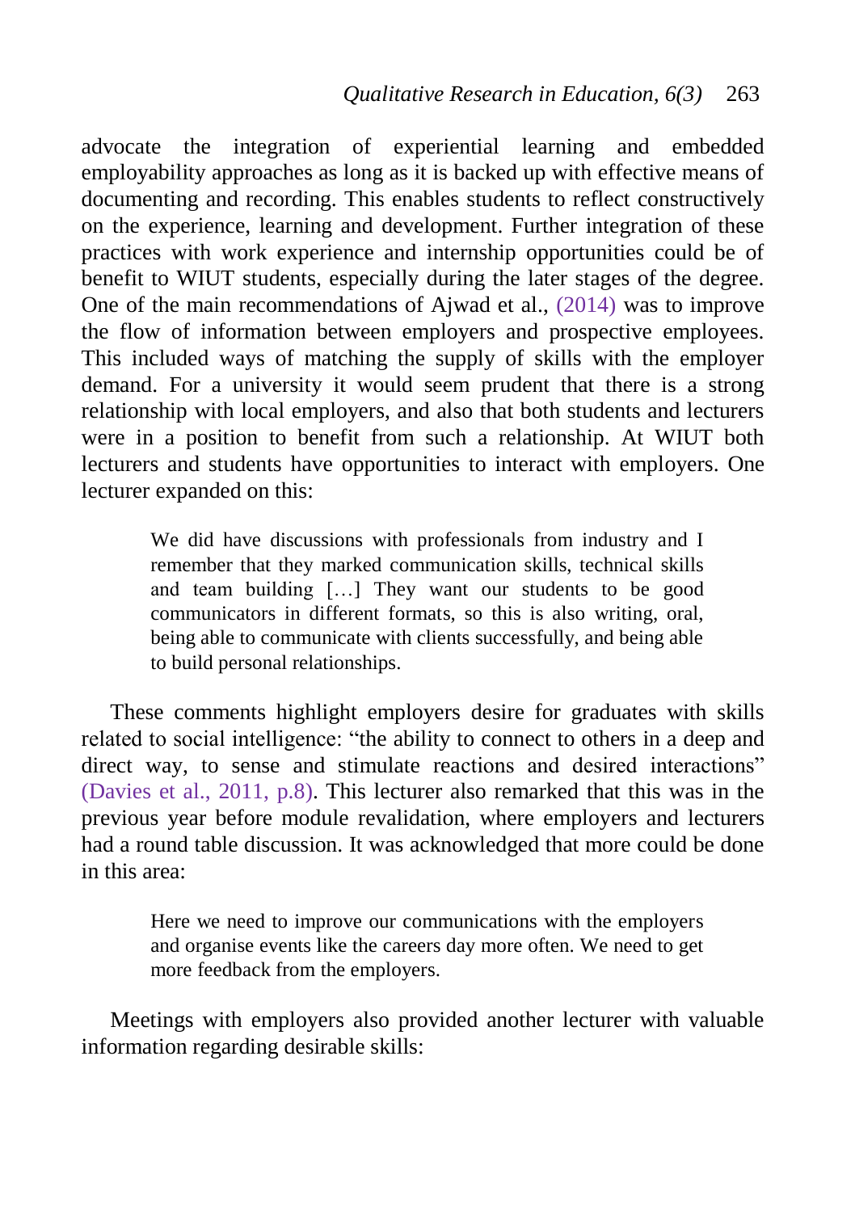advocate the integration of experiential learning and embedded employability approaches as long as it is backed up with effective means of documenting and recording. This enables students to reflect constructively on the experience, learning and development. Further integration of these practices with work experience and internship opportunities could be of benefit to WIUT students, especially during the later stages of the degree. One of the main recommendations of Ajwad et al., (2014) was to improve the flow of information between employers and prospective employees. This included ways of matching the supply of skills with the employer demand. For a university it would seem prudent that there is a strong relationship with local employers, and also that both students and lecturers were in a position to benefit from such a relationship. At WIUT both lecturers and students have opportunities to interact with employers. One lecturer expanded on this:

> We did have discussions with professionals from industry and I remember that they marked communication skills, technical skills and team building […] They want our students to be good communicators in different formats, so this is also writing, oral, being able to communicate with clients successfully, and being able to build personal relationships.

These comments highlight employers desire for graduates with skills related to social intelligence: "the ability to connect to others in a deep and direct way, to sense and stimulate reactions and desired interactions" (Davies et al., 2011, p.8). This lecturer also remarked that this was in the previous year before module revalidation, where employers and lecturers had a round table discussion. It was acknowledged that more could be done in this area:

> Here we need to improve our communications with the employers and organise events like the careers day more often. We need to get more feedback from the employers.

Meetings with employers also provided another lecturer with valuable information regarding desirable skills: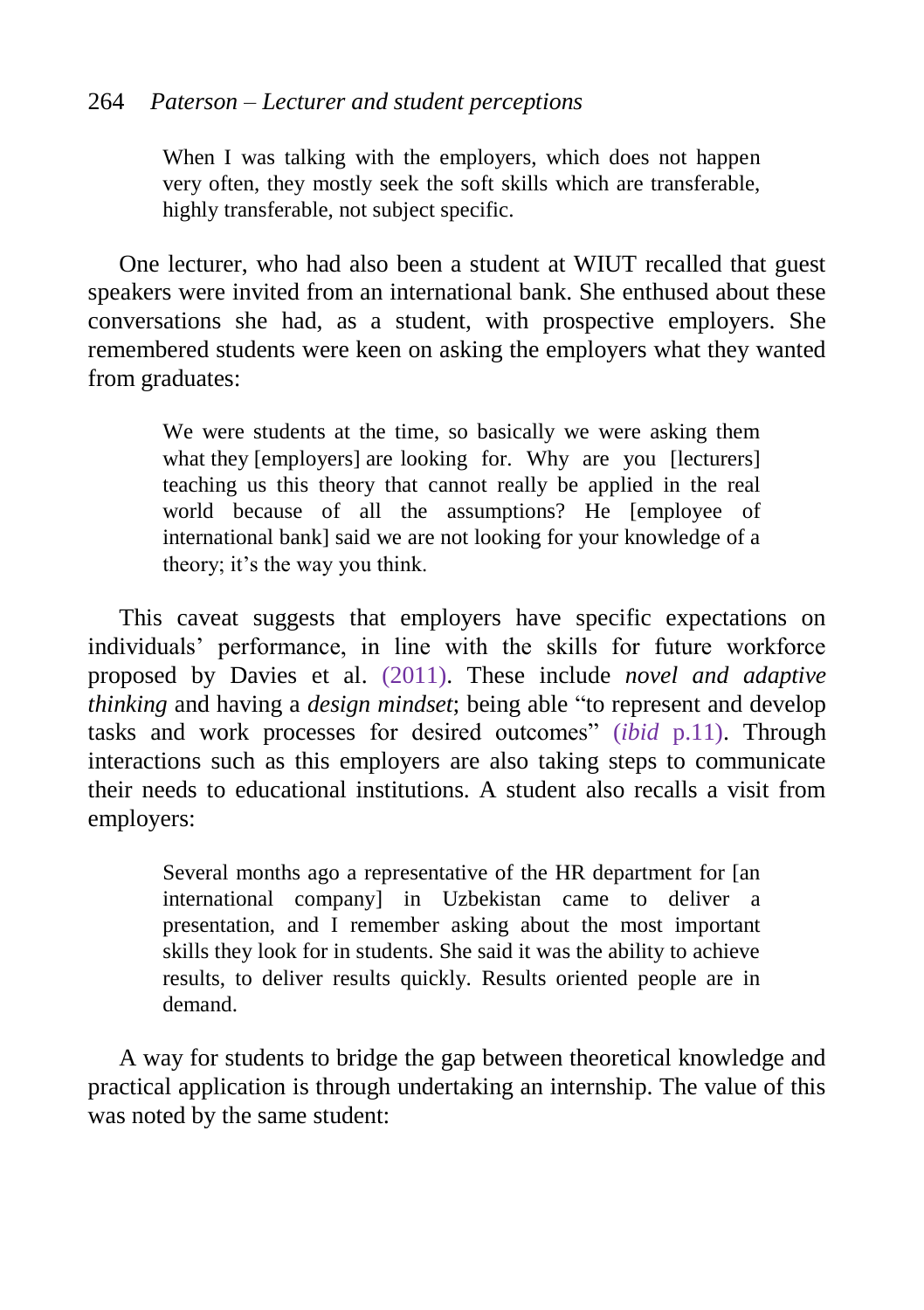> When I was talking with the employers, which does not happen very often, they mostly seek the soft skills which are transferable, highly transferable, not subject specific.

One lecturer, who had also been a student at WIUT recalled that guest speakers were invited from an international bank. She enthused about these conversations she had, as a student, with prospective employers. She remembered students were keen on asking the employers what they wanted from graduates:

> We were students at the time, so basically we were asking them what they [employers] are looking for. Why are you [lecturers] teaching us this theory that cannot really be applied in the real world because of all the assumptions? He [employee of international bank] said we are not looking for your knowledge of a theory; it's the way you think.

This caveat suggests that employers have specific expectations on individuals' performance, in line with the skills for future workforce proposed by Davies et al. (2011). These include *novel and adaptive thinking* and having a *design mindset*; being able "to represent and develop tasks and work processes for desired outcomes" (*ibid* p.11). Through interactions such as this employers are also taking steps to communicate their needs to educational institutions. A student also recalls a visit from employers:

> Several months ago a representative of the HR department for [an international company] in Uzbekistan came to deliver a presentation, and I remember asking about the most important skills they look for in students. She said it was the ability to achieve results, to deliver results quickly. Results oriented people are in demand.

A way for students to bridge the gap between theoretical knowledge and practical application is through undertaking an internship. The value of this was noted by the same student: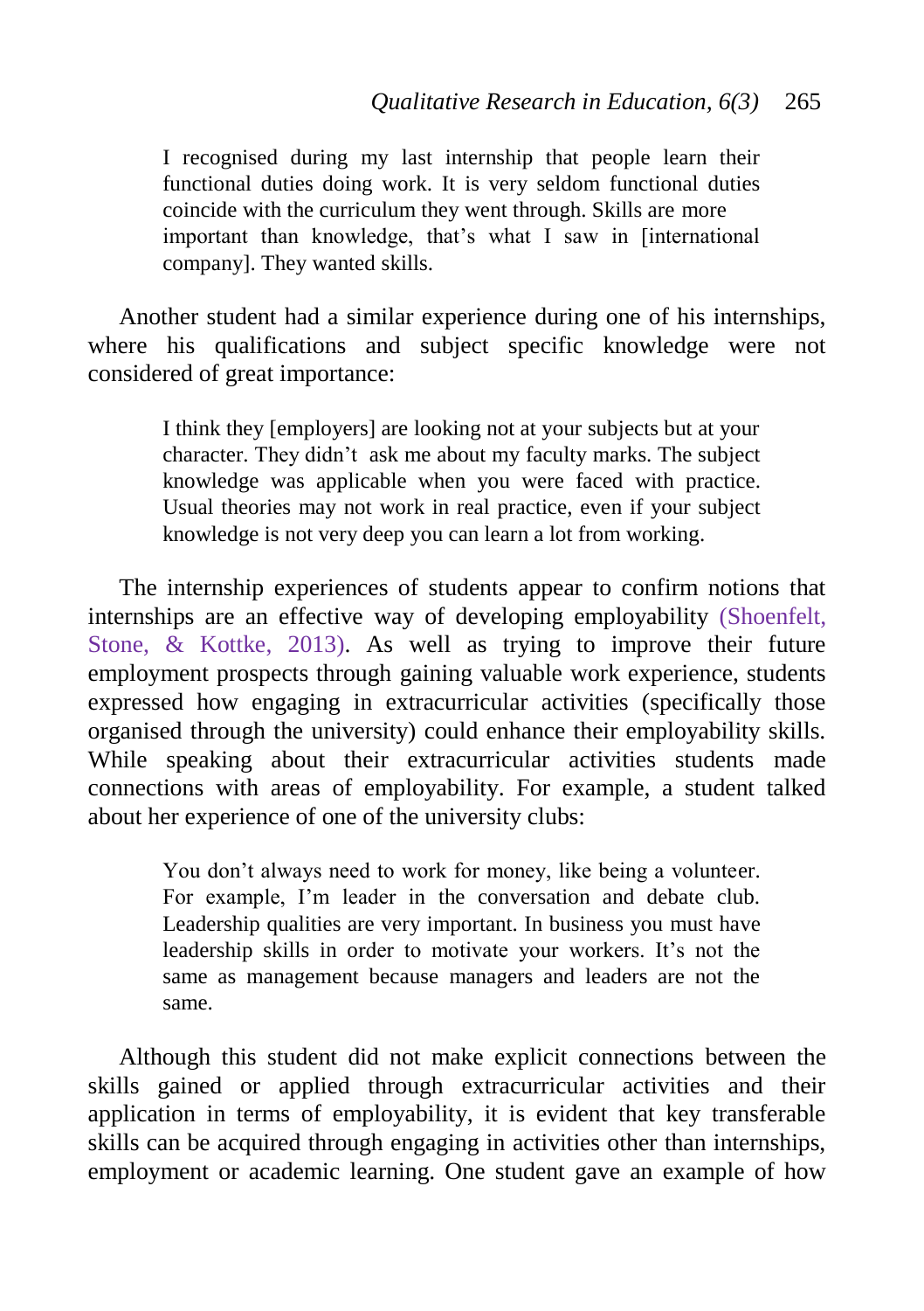> I recognised during my last internship that people learn their functional duties doing work. It is very seldom functional duties coincide with the curriculum they went through. Skills are more important than knowledge, that's what I saw in [international company]. They wanted skills.

Another student had a similar experience during one of his internships, where his qualifications and subject specific knowledge were not considered of great importance:

> I think they [employers] are looking not at your subjects but at your character. They didn't ask me about my faculty marks. The subject knowledge was applicable when you were faced with practice. Usual theories may not work in real practice, even if your subject knowledge is not very deep you can learn a lot from working.

The internship experiences of students appear to confirm notions that internships are an effective way of developing employability (Shoenfelt, Stone, & Kottke, 2013). As well as trying to improve their future employment prospects through gaining valuable work experience, students expressed how engaging in extracurricular activities (specifically those organised through the university) could enhance their employability skills. While speaking about their extracurricular activities students made connections with areas of employability. For example, a student talked about her experience of one of the university clubs:

> You don't always need to work for money, like being a volunteer. For example, I'm leader in the conversation and debate club. Leadership qualities are very important. In business you must have leadership skills in order to motivate your workers. It's not the same as management because managers and leaders are not the same.

Although this student did not make explicit connections between the skills gained or applied through extracurricular activities and their application in terms of employability, it is evident that key transferable skills can be acquired through engaging in activities other than internships, employment or academic learning. One student gave an example of how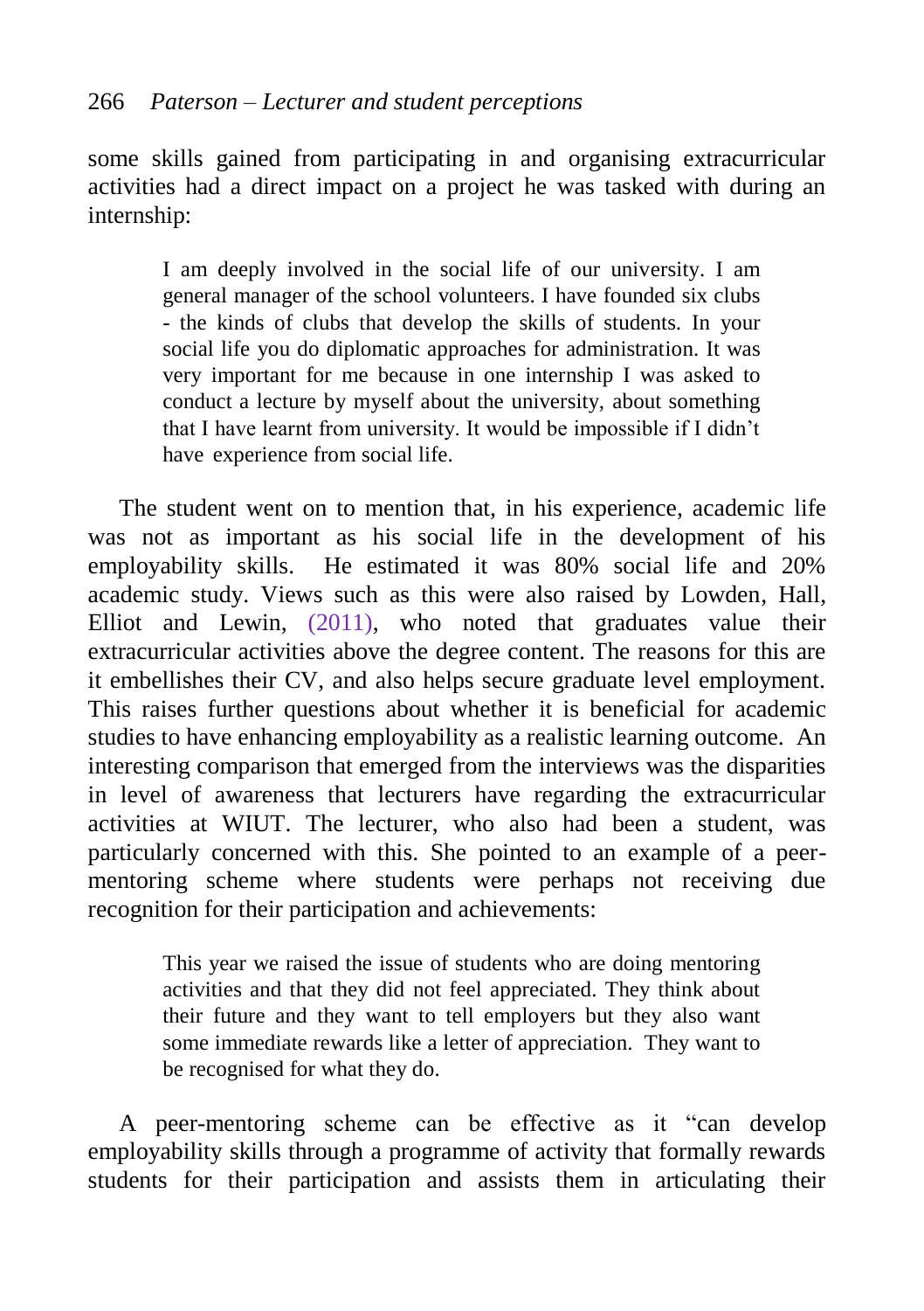some skills gained from participating in and organising extracurricular activities had a direct impact on a project he was tasked with during an internship:

> I am deeply involved in the social life of our university. I am general manager of the school volunteers. I have founded six clubs - the kinds of clubs that develop the skills of students. In your social life you do diplomatic approaches for administration. It was very important for me because in one internship I was asked to conduct a lecture by myself about the university, about something that I have learnt from university. It would be impossible if I didn't have experience from social life.

The student went on to mention that, in his experience, academic life was not as important as his social life in the development of his employability skills. He estimated it was 80% social life and 20% academic study. Views such as this were also raised by Lowden, Hall, Elliot and Lewin, (2011), who noted that graduates value their extracurricular activities above the degree content. The reasons for this are it embellishes their CV, and also helps secure graduate level employment. This raises further questions about whether it is beneficial for academic studies to have enhancing employability as a realistic learning outcome. An interesting comparison that emerged from the interviews was the disparities in level of awareness that lecturers have regarding the extracurricular activities at WIUT. The lecturer, who also had been a student, was particularly concerned with this. She pointed to an example of a peer-mentoring scheme where students were perhaps not receiving due recognition for their participation and achievements:

> This year we raised the issue of students who are doing mentoring activities and that they did not feel appreciated. They think about their future and they want to tell employers but they also want some immediate rewards like a letter of appreciation. They want to be recognised for what they do.

A peer-mentoring scheme can be effective as it "can develop employability skills through a programme of activity that formally rewards students for their participation and assists them in articulating their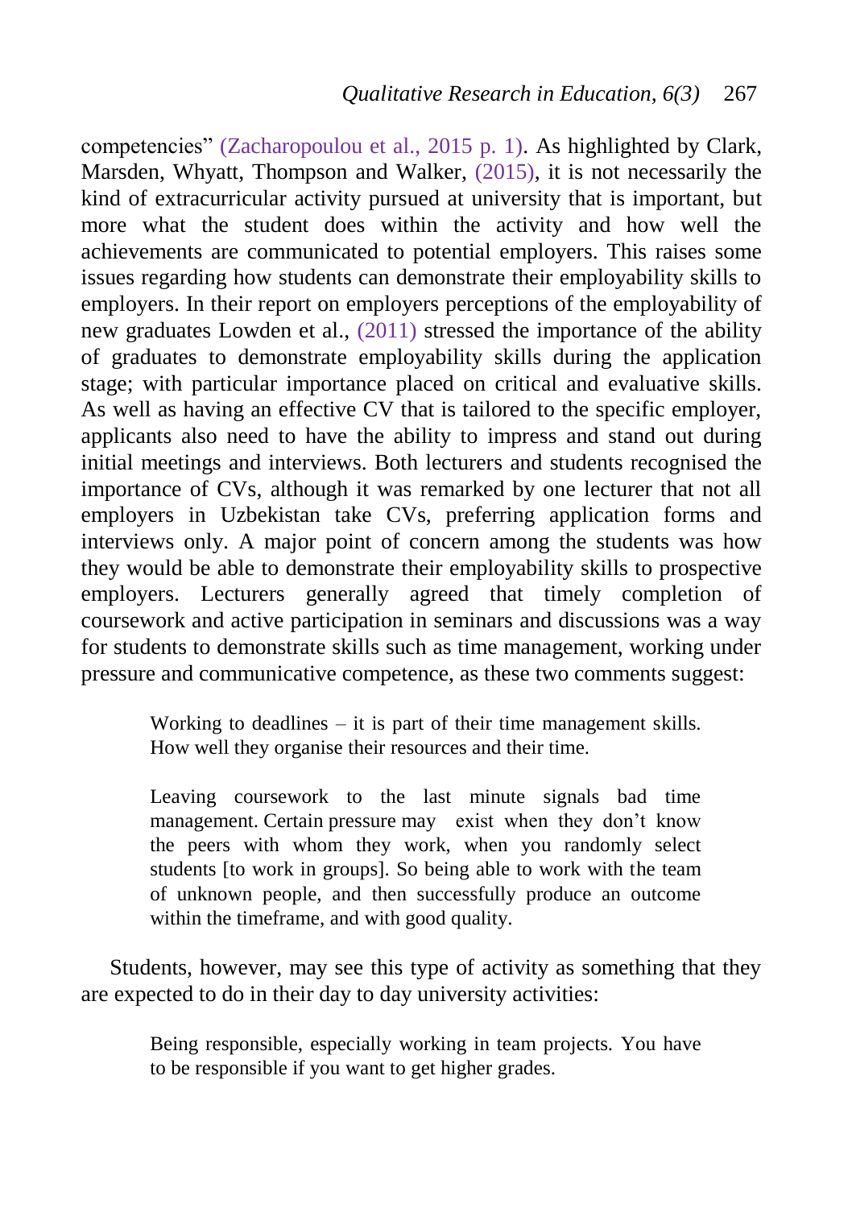competencies" (Zacharopoulou et al., 2015 p. 1). As highlighted by Clark, Marsden, Whyatt, Thompson and Walker, (2015), it is not necessarily the kind of extracurricular activity pursued at university that is important, but more what the student does within the activity and how well the achievements are communicated to potential employers. This raises some issues regarding how students can demonstrate their employability skills to employers. In their report on employers perceptions of the employability of new graduates Lowden et al., (2011) stressed the importance of the ability of graduates to demonstrate employability skills during the application stage; with particular importance placed on critical and evaluative skills. As well as having an effective CV that is tailored to the specific employer, applicants also need to have the ability to impress and stand out during initial meetings and interviews. Both lecturers and students recognised the importance of CVs, although it was remarked by one lecturer that not all employers in Uzbekistan take CVs, preferring application forms and interviews only. A major point of concern among the students was how they would be able to demonstrate their employability skills to prospective employers. Lecturers generally agreed that timely completion of coursework and active participation in seminars and discussions was a way for students to demonstrate skills such as time management, working under pressure and communicative competence, as these two comments suggest:

> Working to deadlines – it is part of their time management skills. How well they organise their resources and their time.

> Leaving coursework to the last minute signals bad time management. Certain pressure may exist when they don't know the peers with whom they work, when you randomly select students [to work in groups]. So being able to work with the team of unknown people, and then successfully produce an outcome within the timeframe, and with good quality.

Students, however, may see this type of activity as something that they are expected to do in their day to day university activities:

> Being responsible, especially working in team projects. You have to be responsible if you want to get higher grades.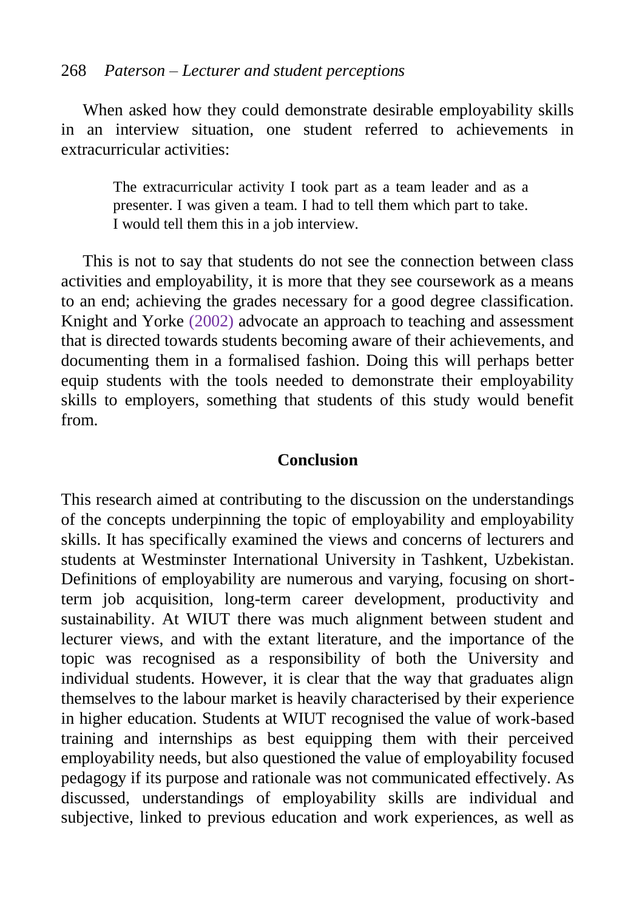When asked how they could demonstrate desirable employability skills in an interview situation, one student referred to achievements in extracurricular activities:

> The extracurricular activity I took part as a team leader and as a presenter. I was given a team. I had to tell them which part to take. I would tell them this in a job interview.

This is not to say that students do not see the connection between class activities and employability, it is more that they see coursework as a means to an end; achieving the grades necessary for a good degree classification. Knight and Yorke (2002) advocate an approach to teaching and assessment that is directed towards students becoming aware of their achievements, and documenting them in a formalised fashion. Doing this will perhaps better equip students with the tools needed to demonstrate their employability skills to employers, something that students of this study would benefit from.

## Conclusion

This research aimed at contributing to the discussion on the understandings of the concepts underpinning the topic of employability and employability skills. It has specifically examined the views and concerns of lecturers and students at Westminster International University in Tashkent, Uzbekistan. Definitions of employability are numerous and varying, focusing on short-term job acquisition, long-term career development, productivity and sustainability. At WIUT there was much alignment between student and lecturer views, and with the extant literature, and the importance of the topic was recognised as a responsibility of both the University and individual students. However, it is clear that the way that graduates align themselves to the labour market is heavily characterised by their experience in higher education. Students at WIUT recognised the value of work-based training and internships as best equipping them with their perceived employability needs, but also questioned the value of employability focused pedagogy if its purpose and rationale was not communicated effectively. As discussed, understandings of employability skills are individual and subjective, linked to previous education and work experiences, as well as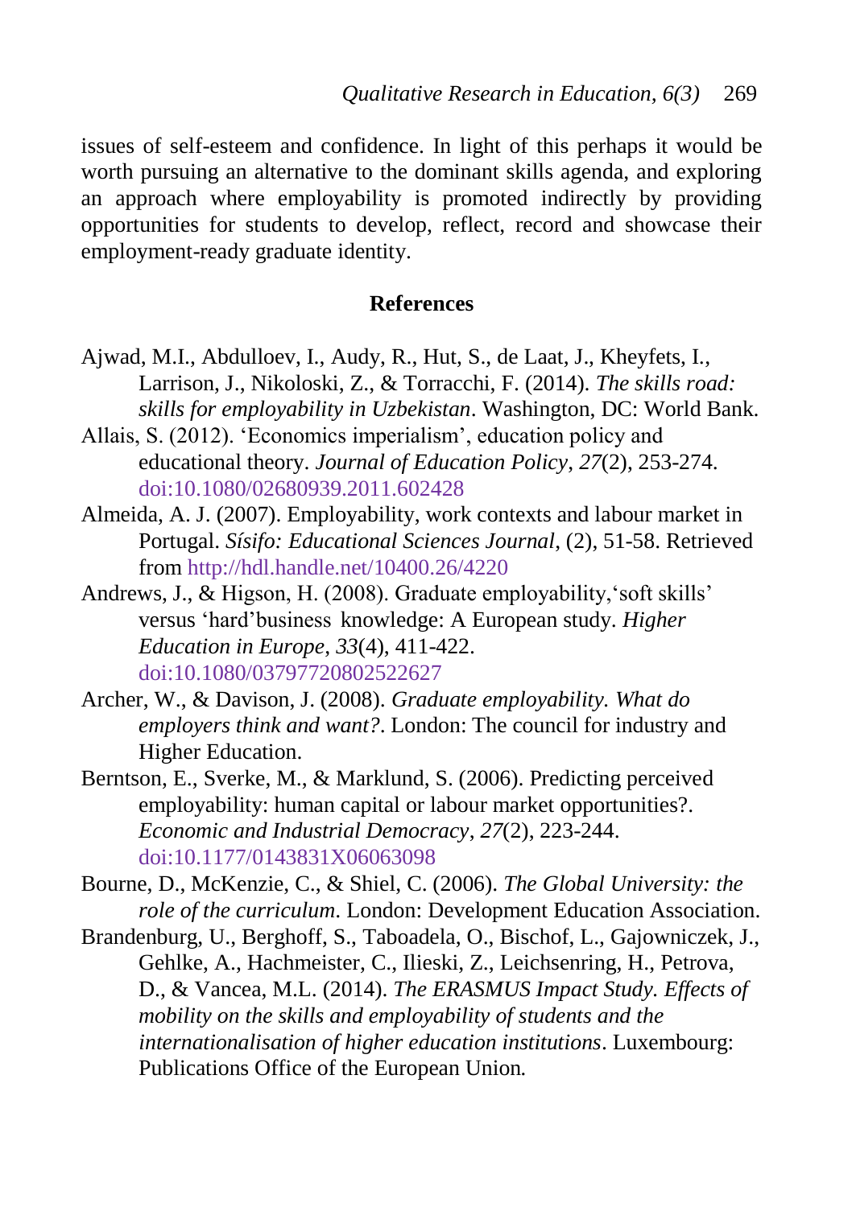issues of self-esteem and confidence. In light of this perhaps it would be worth pursuing an alternative to the dominant skills agenda, and exploring an approach where employability is promoted indirectly by providing opportunities for students to develop, reflect, record and showcase their employment-ready graduate identity.

## References

Ajwad, M.I., Abdulloev, I., Audy, R., Hut, S., de Laat, J., Kheyfets, I., Larrison, J., Nikoloski, Z., & Torracchi, F. (2014). *The skills road: skills for employability in Uzbekistan*. Washington, DC: World Bank.

Allais, S. (2012). 'Economics imperialism', education policy and educational theory. *Journal of Education Policy*, *27*(2), 253-274. doi:10.1080/02680939.2011.602428

Almeida, A. J. (2007). Employability, work contexts and labour market in Portugal. *Sísifo: Educational Sciences Journal*, (2), 51-58. Retrieved from http://hdl.handle.net/10400.26/4220

Andrews, J., & Higson, H. (2008). Graduate employability,'soft skills' versus 'hard'business knowledge: A European study. *Higher Education in Europe*, *33*(4), 411-422. doi:10.1080/03797720802522627

Archer, W., & Davison, J. (2008). *Graduate employability. What do employers think and want?*. London: The council for industry and Higher Education.

Berntson, E., Sverke, M., & Marklund, S. (2006). Predicting perceived employability: human capital or labour market opportunities?. *Economic and Industrial Democracy*, *27*(2), 223-244. doi:10.1177/0143831X06063098

Bourne, D., McKenzie, C., & Shiel, C. (2006). *The Global University: the role of the curriculum*. London: Development Education Association.

Brandenburg, U., Berghoff, S., Taboadela, O., Bischof, L., Gajowniczek, J., Gehlke, A., Hachmeister, C., Ilieski, Z., Leichsenring, H., Petrova, D., & Vancea, M.L. (2014). *The ERASMUS Impact Study. Effects of mobility on the skills and employability of students and the internationalisation of higher education institutions*. Luxembourg: Publications Office of the European Union.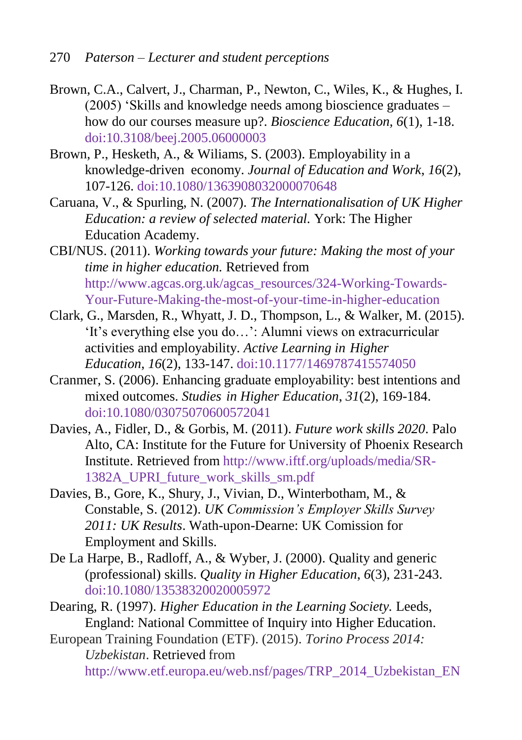Brown, C.A., Calvert, J., Charman, P., Newton, C., Wiles, K., & Hughes, I. (2005) 'Skills and knowledge needs among bioscience graduates – how do our courses measure up?. *Bioscience Education*, *6*(1), 1-18. doi:10.3108/beej.2005.06000003

Brown, P., Hesketh, A., & Wiliams, S. (2003). Employability in a knowledge-driven economy. *Journal of Education and Work*, *16*(2), 107-126. doi:10.1080/1363908032000070648

Caruana, V., & Spurling, N. (2007). *The Internationalisation of UK Higher Education: a review of selected material.* York: The Higher Education Academy.

CBI/NUS. (2011). *Working towards your future: Making the most of your time in higher education.* Retrieved from http://www.agcas.org.uk/agcas_resources/324-Working-Towards-Your-Future-Making-the-most-of-your-time-in-higher-education

Clark, G., Marsden, R., Whyatt, J. D., Thompson, L., & Walker, M. (2015). 'It's everything else you do…': Alumni views on extracurricular activities and employability. *Active Learning in Higher Education*, *16*(2), 133-147. doi:10.1177/1469787415574050

Cranmer, S. (2006). Enhancing graduate employability: best intentions and mixed outcomes. *Studies in Higher Education*, *31*(2), 169-184. doi:10.1080/03075070600572041

Davies, A., Fidler, D., & Gorbis, M. (2011). *Future work skills 2020*. Palo Alto, CA: Institute for the Future for University of Phoenix Research Institute. Retrieved from http://www.iftf.org/uploads/media/SR-1382A_UPRI_future_work_skills_sm.pdf

Davies, B., Gore, K., Shury, J., Vivian, D., Winterbotham, M., & Constable, S. (2012). *UK Commission's Employer Skills Survey 2011: UK Results*. Wath-upon-Dearne: UK Comission for Employment and Skills.

De La Harpe, B., Radloff, A., & Wyber, J. (2000). Quality and generic (professional) skills. *Quality in Higher Education*, *6*(3), 231-243. doi:10.1080/13538320020005972

Dearing, R. (1997). *Higher Education in the Learning Society.* Leeds, England: National Committee of Inquiry into Higher Education.

European Training Foundation (ETF). (2015). *Torino Process 2014: Uzbekistan*. Retrieved from http://www.etf.europa.eu/web.nsf/pages/TRP_2014_Uzbekistan_EN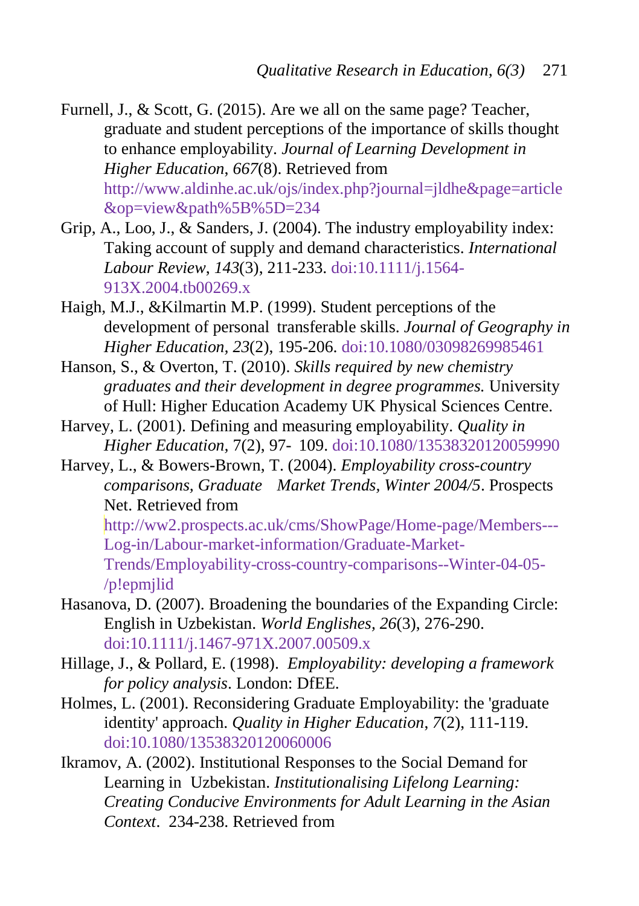Furnell, J., & Scott, G. (2015). Are we all on the same page? Teacher, graduate and student perceptions of the importance of skills thought to enhance employability. *Journal of Learning Development in Higher Education*, *667*(8). Retrieved from http://www.aldinhe.ac.uk/ojs/index.php?journal=jldhe&page=article&op=view&path%5B%5D=234

Grip, A., Loo, J., & Sanders, J. (2004). The industry employability index: Taking account of supply and demand characteristics. *International Labour Review*, *143*(3), 211-233. doi:10.1111/j.1564-913X.2004.tb00269.x

Haigh, M.J., &Kilmartin M.P. (1999). Student perceptions of the development of personal transferable skills. *Journal of Geography in Higher Education*, *23*(2), 195-206. doi:10.1080/03098269985461

Hanson, S., & Overton, T. (2010). *Skills required by new chemistry graduates and their development in degree programmes.* University of Hull: Higher Education Academy UK Physical Sciences Centre.

Harvey, L. (2001). Defining and measuring employability. *Quality in Higher Education,* 7(2), 97- 109. doi:10.1080/13538320120059990

Harvey, L., & Bowers-Brown, T. (2004). *Employability cross-country comparisons, Graduate Market Trends, Winter 2004/5*. Prospects Net. Retrieved from http://ww2.prospects.ac.uk/cms/ShowPage/Home-page/Members---Log-in/Labour-market-information/Graduate-Market-Trends/Employability-cross-country-comparisons--Winter-04-05-/p!epmjlid

Hasanova, D. (2007). Broadening the boundaries of the Expanding Circle: English in Uzbekistan. *World Englishes*, *26*(3), 276-290. doi:10.1111/j.1467-971X.2007.00509.x

Hillage, J., & Pollard, E. (1998). *Employability: developing a framework for policy analysis*. London: DfEE.

Holmes, L. (2001). Reconsidering Graduate Employability: the 'graduate identity' approach. *Quality in Higher Education*, *7*(2), 111-119. doi:10.1080/13538320120060006

Ikramov, A. (2002). Institutional Responses to the Social Demand for Learning in Uzbekistan. *Institutionalising Lifelong Learning: Creating Conducive Environments for Adult Learning in the Asian Context*. 234-238. Retrieved from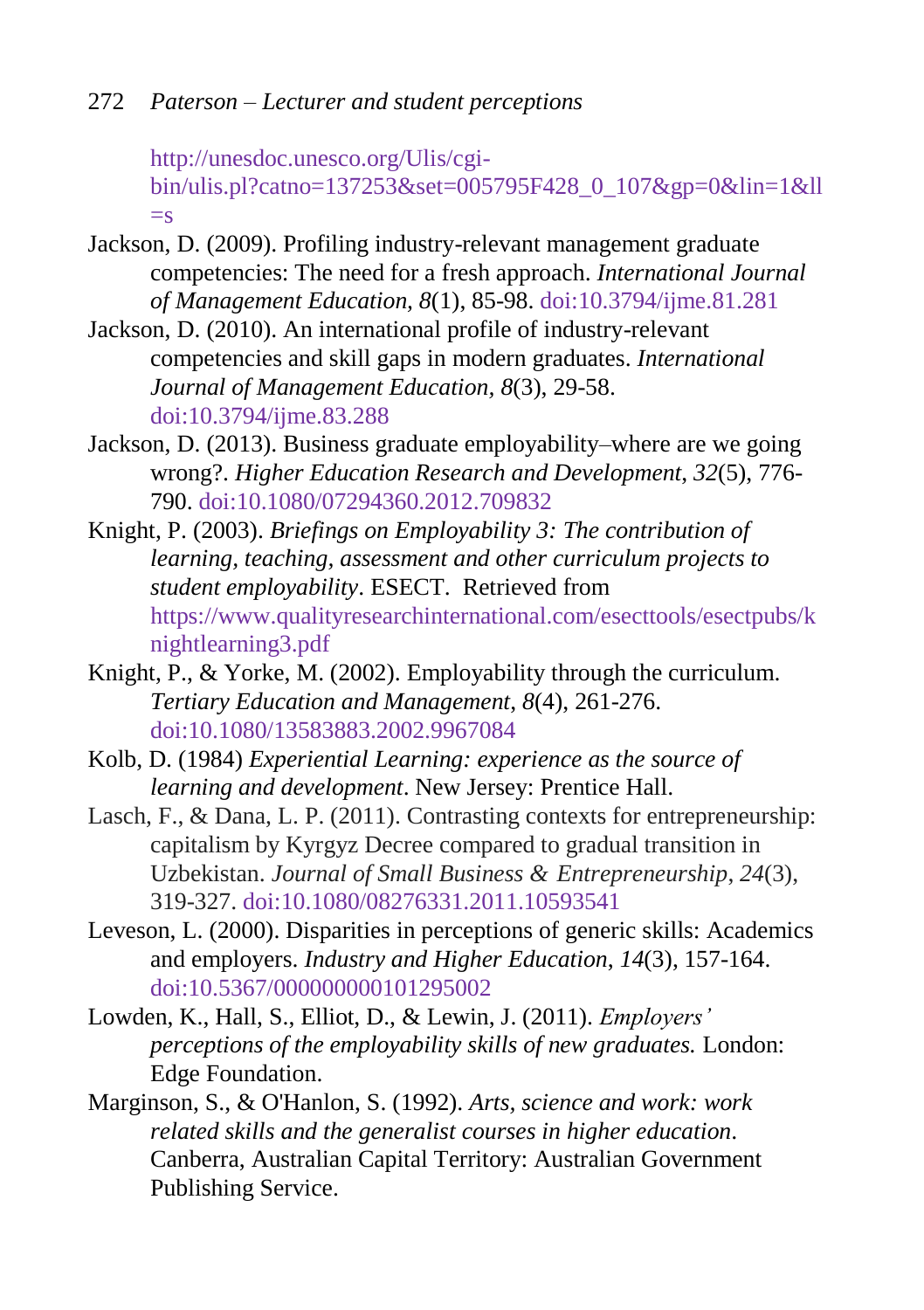http://unesdoc.unesco.org/Ulis/cgi-bin/ulis.pl?catno=137253&set=005795F428_0_107&gp=0&lin=1&ll=s

Jackson, D. (2009). Profiling industry-relevant management graduate competencies: The need for a fresh approach. *International Journal of Management Education, 8*(1), 85-98. doi:10.3794/ijme.81.281

Jackson, D. (2010). An international profile of industry-relevant competencies and skill gaps in modern graduates. *International Journal of Management Education*, *8*(3), 29-58. doi:10.3794/ijme.83.288

Jackson, D. (2013). Business graduate employability–where are we going wrong?. *Higher Education Research and Development*, *32*(5), 776-790. doi:10.1080/07294360.2012.709832

Knight, P. (2003). *Briefings on Employability 3: The contribution of learning, teaching, assessment and other curriculum projects to student employability*. ESECT. Retrieved from https://www.qualityresearchinternational.com/esecttools/esectpubs/knightlearning3.pdf

Knight, P., & Yorke, M. (2002). Employability through the curriculum. *Tertiary Education and Management*, *8*(4), 261-276. doi:10.1080/13583883.2002.9967084

Kolb, D. (1984) *Experiential Learning: experience as the source of learning and development*. New Jersey: Prentice Hall.

Lasch, F., & Dana, L. P. (2011). Contrasting contexts for entrepreneurship: capitalism by Kyrgyz Decree compared to gradual transition in Uzbekistan. *Journal of Small Business & Entrepreneurship*, *24*(3), 319-327. doi:10.1080/08276331.2011.10593541

Leveson, L. (2000). Disparities in perceptions of generic skills: Academics and employers. *Industry and Higher Education*, *14*(3), 157-164. doi:10.5367/000000000101295002

Lowden, K., Hall, S., Elliot, D., & Lewin, J. (2011). *Employers' perceptions of the employability skills of new graduates.* London: Edge Foundation.

Marginson, S., & O'Hanlon, S. (1992). *Arts, science and work: work related skills and the generalist courses in higher education*. Canberra, Australian Capital Territory: Australian Government Publishing Service.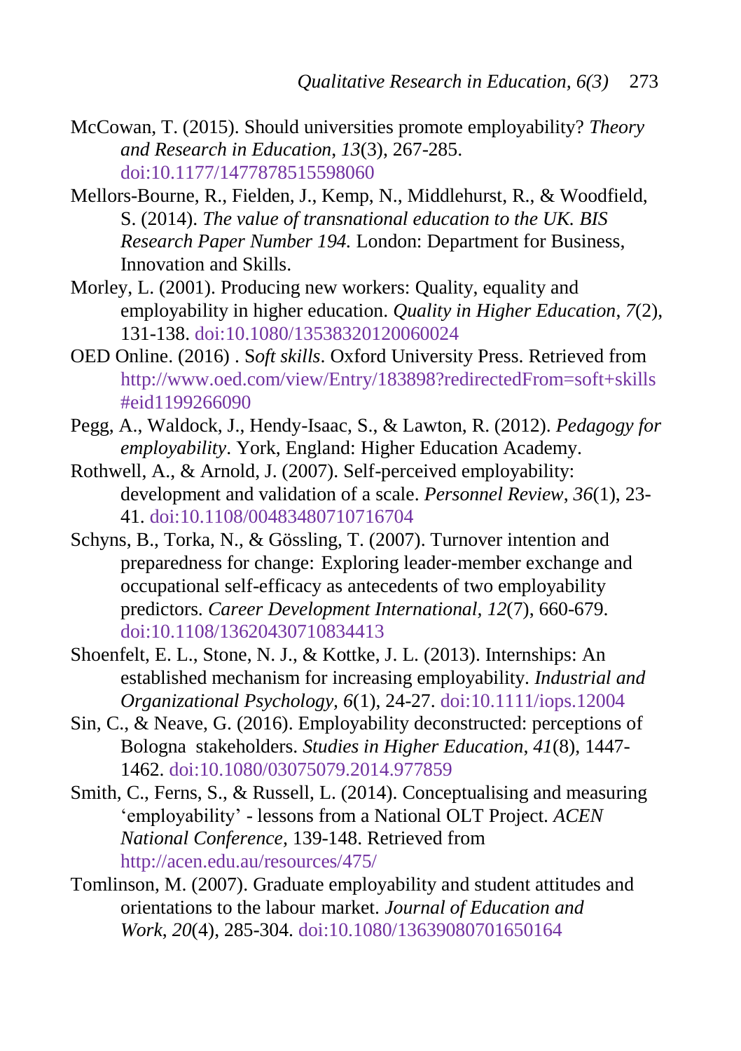McCowan, T. (2015). Should universities promote employability? *Theory and Research in Education*, *13*(3), 267-285. doi:10.1177/1477878515598060

Mellors-Bourne, R., Fielden, J., Kemp, N., Middlehurst, R., & Woodfield, S. (2014). *The value of transnational education to the UK. BIS Research Paper Number 194.* London: Department for Business, Innovation and Skills.

Morley, L. (2001). Producing new workers: Quality, equality and employability in higher education. *Quality in Higher Education*, *7*(2), 131-138. doi:10.1080/13538320120060024

OED Online. (2016) . S*oft skills*. Oxford University Press. Retrieved from http://www.oed.com/view/Entry/183898?redirectedFrom=soft+skills#eid1199266090

Pegg, A., Waldock, J., Hendy-Isaac, S., & Lawton, R. (2012). *Pedagogy for employability*. York, England: Higher Education Academy.

Rothwell, A., & Arnold, J. (2007). Self-perceived employability: development and validation of a scale. *Personnel Review*, *36*(1), 23-41. doi:10.1108/00483480710716704

Schyns, B., Torka, N., & Gössling, T. (2007). Turnover intention and preparedness for change: Exploring leader-member exchange and occupational self-efficacy as antecedents of two employability predictors. *Career Development International, 12*(7), 660-679. doi:10.1108/13620430710834413

Shoenfelt, E. L., Stone, N. J., & Kottke, J. L. (2013). Internships: An established mechanism for increasing employability. *Industrial and Organizational Psychology, 6*(1), 24-27. doi:10.1111/iops.12004

Sin, C., & Neave, G. (2016). Employability deconstructed: perceptions of Bologna stakeholders. *Studies in Higher Education*, *41*(8), 1447-1462. doi:10.1080/03075079.2014.977859

Smith, C., Ferns, S., & Russell, L. (2014). Conceptualising and measuring 'employability' - lessons from a National OLT Project. *ACEN National Conference,* 139-148. Retrieved from http://acen.edu.au/resources/475/

Tomlinson, M. (2007). Graduate employability and student attitudes and orientations to the labour market. *Journal of Education and Work*, *20*(4), 285-304. doi:10.1080/13639080701650164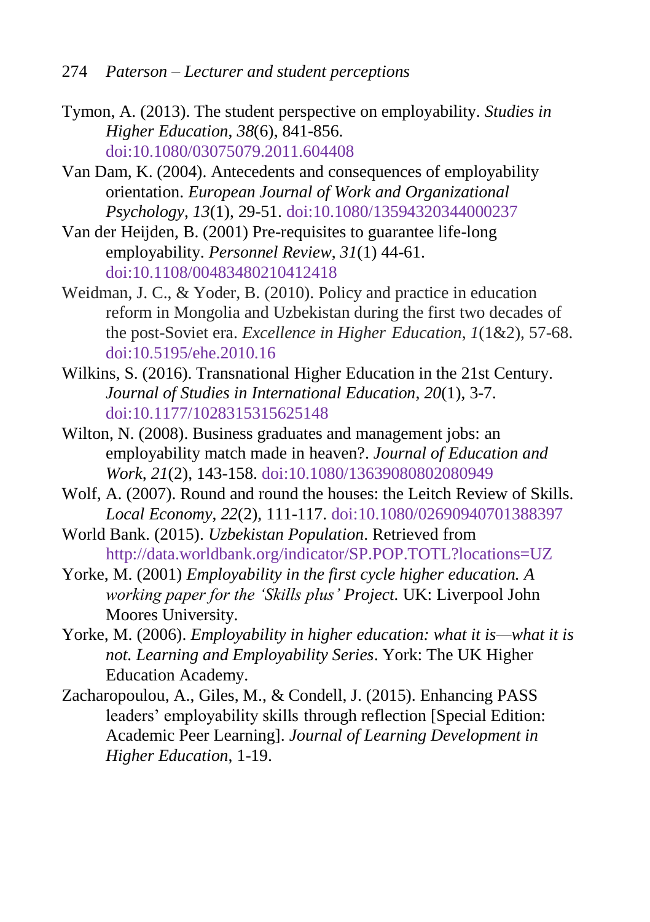Tymon, A. (2013). The student perspective on employability. *Studies in Higher Education*, *38*(6), 841-856. doi:10.1080/03075079.2011.604408

Van Dam, K. (2004). Antecedents and consequences of employability orientation. *European Journal of Work and Organizational Psychology*, *13*(1), 29-51. doi:10.1080/13594320344000237

Van der Heijden, B. (2001) Pre-requisites to guarantee life-long employability. *Personnel Review*, *31*(1) 44-61. doi:10.1108/00483480210412418

Weidman, J. C., & Yoder, B. (2010). Policy and practice in education reform in Mongolia and Uzbekistan during the first two decades of the post-Soviet era. *Excellence in Higher Education*, *1*(1&2), 57-68. doi:10.5195/ehe.2010.16

Wilkins, S. (2016). Transnational Higher Education in the 21st Century. *Journal of Studies in International Education*, *20*(1), 3-7. doi:10.1177/1028315315625148

Wilton, N. (2008). Business graduates and management jobs: an employability match made in heaven?. *Journal of Education and Work*, *21*(2), 143-158. doi:10.1080/13639080802080949

Wolf, A. (2007). Round and round the houses: the Leitch Review of Skills. *Local Economy*, *22*(2), 111-117. doi:10.1080/02690940701388397

World Bank. (2015). *Uzbekistan Population*. Retrieved from http://data.worldbank.org/indicator/SP.POP.TOTL?locations=UZ

Yorke, M. (2001) *Employability in the first cycle higher education. A working paper for the 'Skills plus' Project.* UK: Liverpool John Moores University.

Yorke, M. (2006). *Employability in higher education: what it is—what it is not. Learning and Employability Series*. York: The UK Higher Education Academy.

Zacharopoulou, A., Giles, M., & Condell, J. (2015). Enhancing PASS leaders' employability skills through reflection [Special Edition: Academic Peer Learning]. *Journal of Learning Development in Higher Education*, 1-19.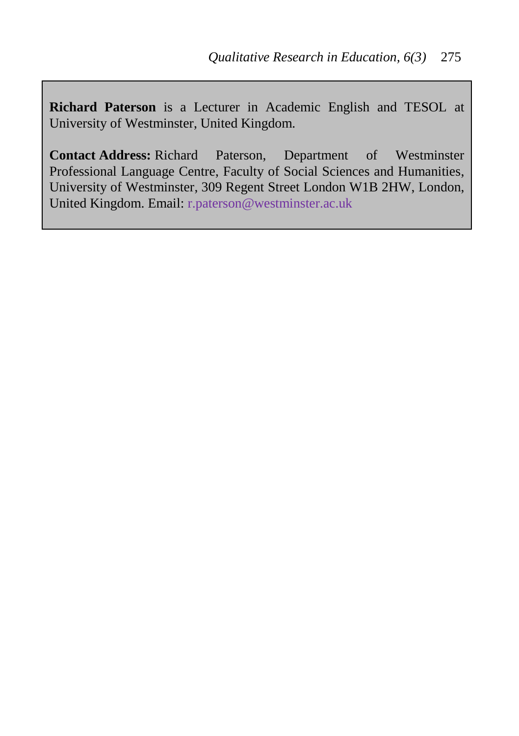**Richard Paterson** is a Lecturer in Academic English and TESOL at University of Westminster, United Kingdom.

**Contact Address:** Richard Paterson, Department of Westminster Professional Language Centre, Faculty of Social Sciences and Humanities, University of Westminster, 309 Regent Street London W1B 2HW, London, United Kingdom. Email: r.paterson@westminster.ac.uk